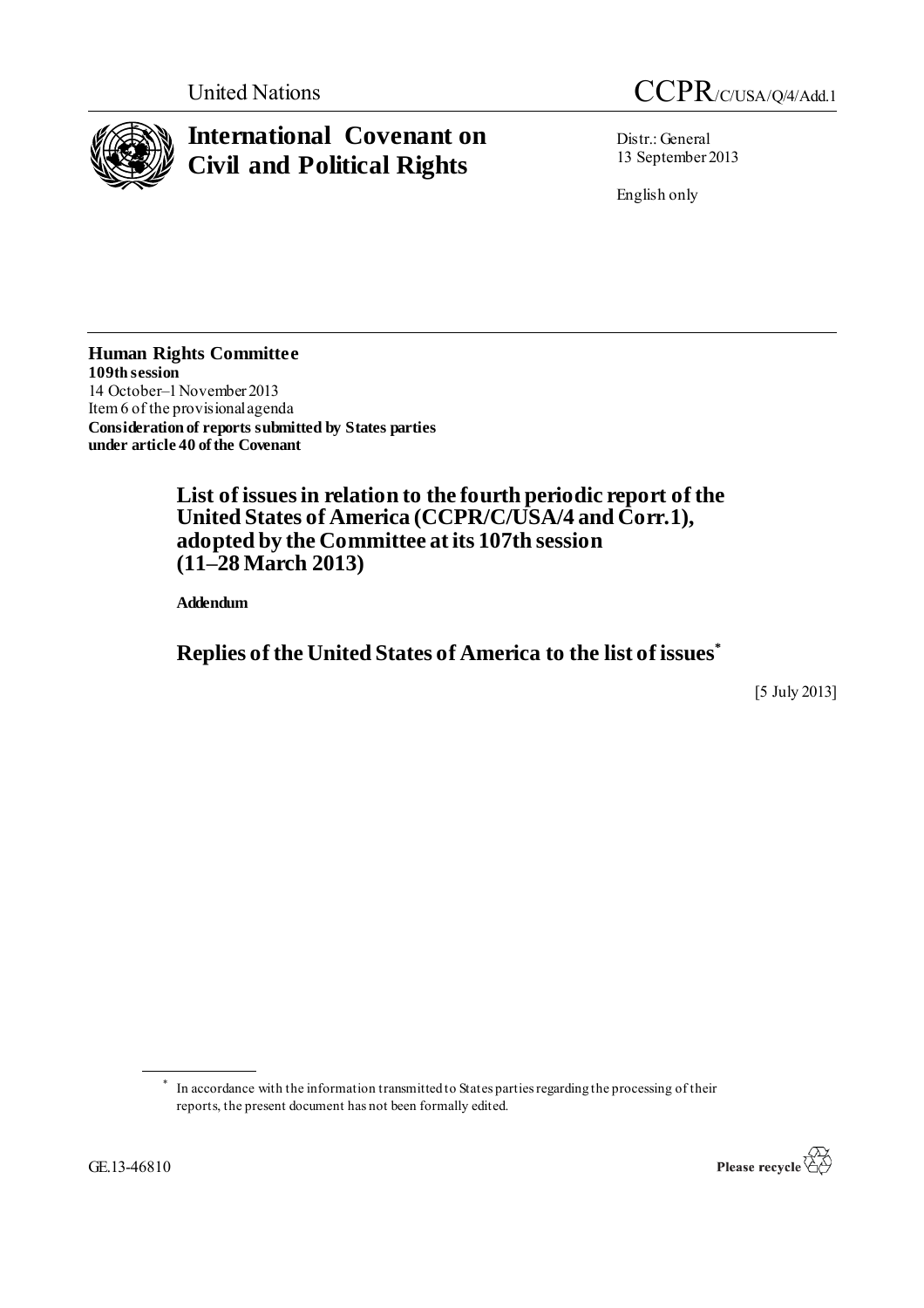United Nations

# CCPR/C/USA/Q/4/Add.1

# International Covenant on Civil and Political Rights

Distr.: General
13 September 2013

English only

**Human Rights Committee**
**109th session**
14 October–1 November 2013
Item 6 of the provisional agenda
**Consideration of reports submitted by States parties under article 40 of the Covenant**

## List of issues in relation to the fourth periodic report of the United States of America (CCPR/C/USA/4 and Corr.1), adopted by the Committee at its 107th session (11–28 March 2013)

**Addendum**

## Replies of the United States of America to the list of issues*

[5 July 2013]

\* In accordance with the information transmitted to States parties regarding the processing of their reports, the present document has not been formally edited.

GE.13-46810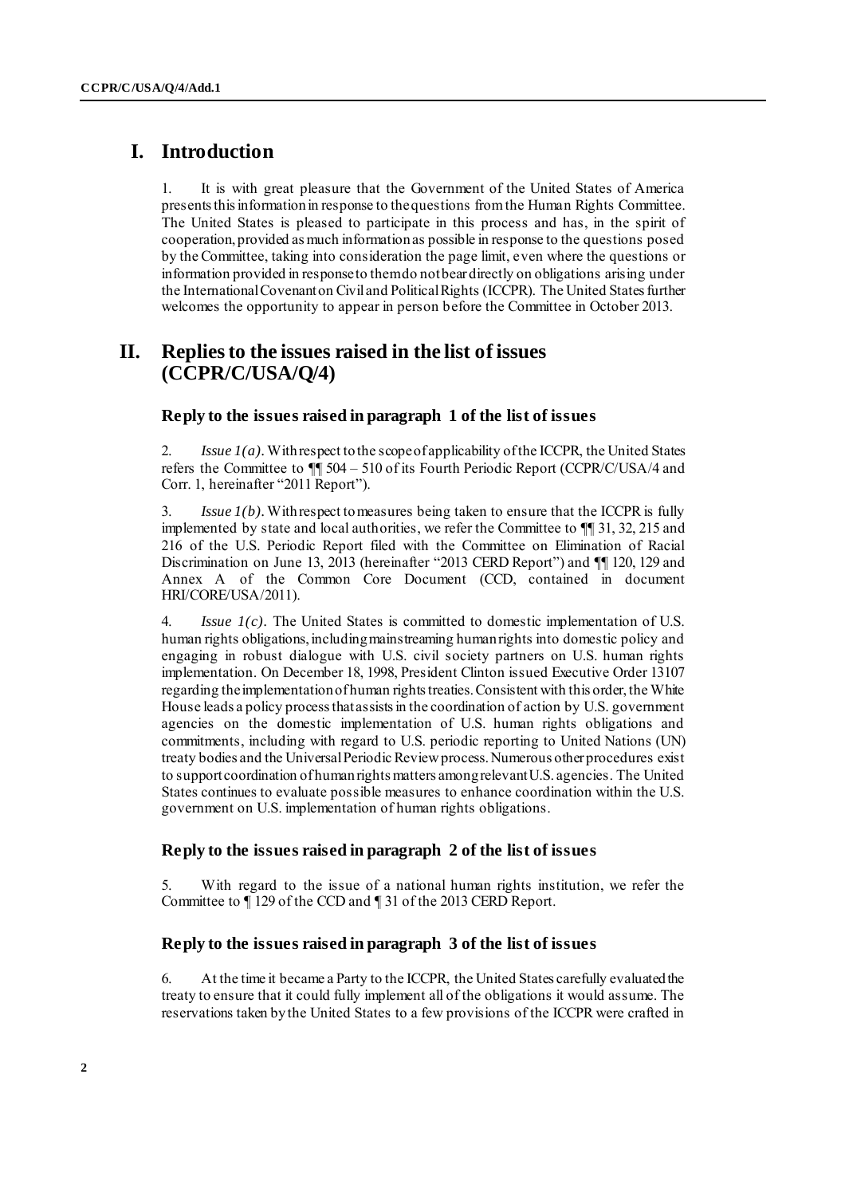# I. Introduction

1. It is with great pleasure that the Government of the United States of America presents this information in response to the questions from the Human Rights Committee. The United States is pleased to participate in this process and has, in the spirit of cooperation, provided as much information as possible in response to the questions posed by the Committee, taking into consideration the page limit, even where the questions or information provided in response to them do not bear directly on obligations arising under the International Covenant on Civil and Political Rights (ICCPR). The United States further welcomes the opportunity to appear in person before the Committee in October 2013.

# II. Replies to the issues raised in the list of issues (CCPR/C/USA/Q/4)

### Reply to the issues raised in paragraph 1 of the list of issues

2. *Issue 1(a)*. With respect to the scope of applicability of the ICCPR, the United States refers the Committee to ¶¶ 504 – 510 of its Fourth Periodic Report (CCPR/C/USA/4 and Corr. 1, hereinafter "2011 Report").

3. *Issue 1(b)*. With respect to measures being taken to ensure that the ICCPR is fully implemented by state and local authorities, we refer the Committee to ¶¶ 31, 32, 215 and 216 of the U.S. Periodic Report filed with the Committee on Elimination of Racial Discrimination on June 13, 2013 (hereinafter "2013 CERD Report") and ¶¶ 120, 129 and Annex A of the Common Core Document (CCD, contained in document HRI/CORE/USA/2011).

4. *Issue 1(c)*. The United States is committed to domestic implementation of U.S. human rights obligations, including mainstreaming human rights into domestic policy and engaging in robust dialogue with U.S. civil society partners on U.S. human rights implementation. On December 18, 1998, President Clinton issued Executive Order 13107 regarding the implementation of human rights treaties. Consistent with this order, the White House leads a policy process that assists in the coordination of action by U.S. government agencies on the domestic implementation of U.S. human rights obligations and commitments, including with regard to U.S. periodic reporting to United Nations (UN) treaty bodies and the Universal Periodic Review process. Numerous other procedures exist to support coordination of human rights matters among relevant U.S. agencies. The United States continues to evaluate possible measures to enhance coordination within the U.S. government on U.S. implementation of human rights obligations.

### Reply to the issues raised in paragraph 2 of the list of issues

5. With regard to the issue of a national human rights institution, we refer the Committee to ¶ 129 of the CCD and ¶ 31 of the 2013 CERD Report.

### Reply to the issues raised in paragraph 3 of the list of issues

6. At the time it became a Party to the ICCPR, the United States carefully evaluated the treaty to ensure that it could fully implement all of the obligations it would assume. The reservations taken by the United States to a few provisions of the ICCPR were crafted in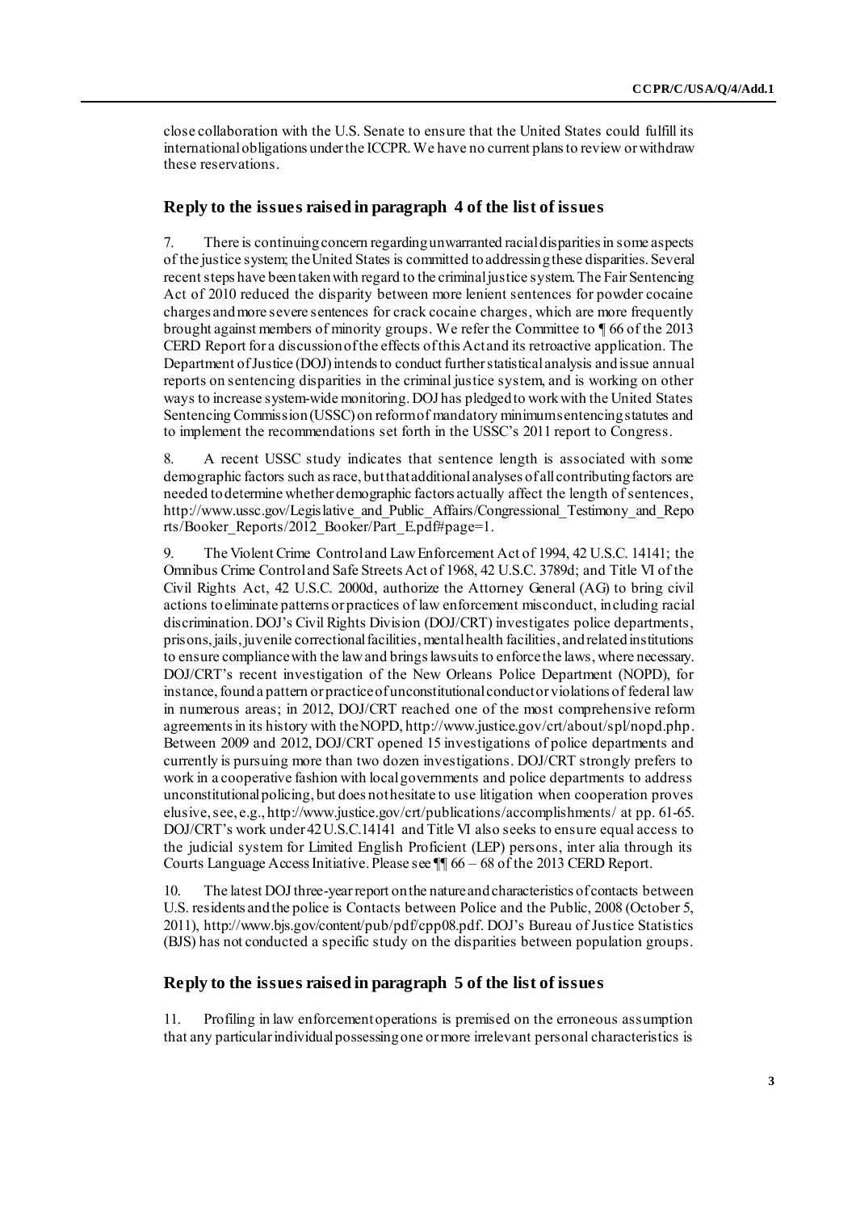close collaboration with the U.S. Senate to ensure that the United States could fulfill its international obligations under the ICCPR. We have no current plans to review or withdraw these reservations.

## Reply to the issues raised in paragraph 4 of the list of issues

7. There is continuing concern regarding unwarranted racial disparities in some aspects of the justice system; the United States is committed to addressing these disparities. Several recent steps have been taken with regard to the criminal justice system. The Fair Sentencing Act of 2010 reduced the disparity between more lenient sentences for powder cocaine charges and more severe sentences for crack cocaine charges, which are more frequently brought against members of minority groups. We refer the Committee to ¶ 66 of the 2013 CERD Report for a discussion of the effects of this Act and its retroactive application. The Department of Justice (DOJ) intends to conduct further statistical analysis and issue annual reports on sentencing disparities in the criminal justice system, and is working on other ways to increase system-wide monitoring. DOJ has pledged to work with the United States Sentencing Commission (USSC) on reform of mandatory minimum sentencing statutes and to implement the recommendations set forth in the USSC's 2011 report to Congress.

8. A recent USSC study indicates that sentence length is associated with some demographic factors such as race, but that additional analyses of all contributing factors are needed to determine whether demographic factors actually affect the length of sentences, http://www.ussc.gov/Legislative_and_Public_Affairs/Congressional_Testimony_and_Reports/Booker_Reports/2012_Booker/Part_E.pdf#page=1.

9. The Violent Crime Control and Law Enforcement Act of 1994, 42 U.S.C. 14141; the Omnibus Crime Control and Safe Streets Act of 1968, 42 U.S.C. 3789d; and Title VI of the Civil Rights Act, 42 U.S.C. 2000d, authorize the Attorney General (AG) to bring civil actions to eliminate patterns or practices of law enforcement misconduct, including racial discrimination. DOJ's Civil Rights Division (DOJ/CRT) investigates police departments, prisons, jails, juvenile correctional facilities, mental health facilities, and related institutions to ensure compliance with the law and brings lawsuits to enforce the laws, where necessary. DOJ/CRT's recent investigation of the New Orleans Police Department (NOPD), for instance, found a pattern or practice of unconstitutional conduct or violations of federal law in numerous areas; in 2012, DOJ/CRT reached one of the most comprehensive reform agreements in its history with the NOPD, http://www.justice.gov/crt/about/spl/nopd.php. Between 2009 and 2012, DOJ/CRT opened 15 investigations of police departments and currently is pursuing more than two dozen investigations. DOJ/CRT strongly prefers to work in a cooperative fashion with local governments and police departments to address unconstitutional policing, but does not hesitate to use litigation when cooperation proves elusive, see, e.g., http://www.justice.gov/crt/publications/accomplishments/ at pp. 61-65. DOJ/CRT's work under 42 U.S.C.14141 and Title VI also seeks to ensure equal access to the judicial system for Limited English Proficient (LEP) persons, inter alia through its Courts Language Access Initiative. Please see ¶¶ 66 – 68 of the 2013 CERD Report.

10. The latest DOJ three-year report on the nature and characteristics of contacts between U.S. residents and the police is Contacts between Police and the Public, 2008 (October 5, 2011), http://www.bjs.gov/content/pub/pdf/cpp08.pdf. DOJ's Bureau of Justice Statistics (BJS) has not conducted a specific study on the disparities between population groups.

## Reply to the issues raised in paragraph 5 of the list of issues

11. Profiling in law enforcement operations is premised on the erroneous assumption that any particular individual possessing one or more irrelevant personal characteristics is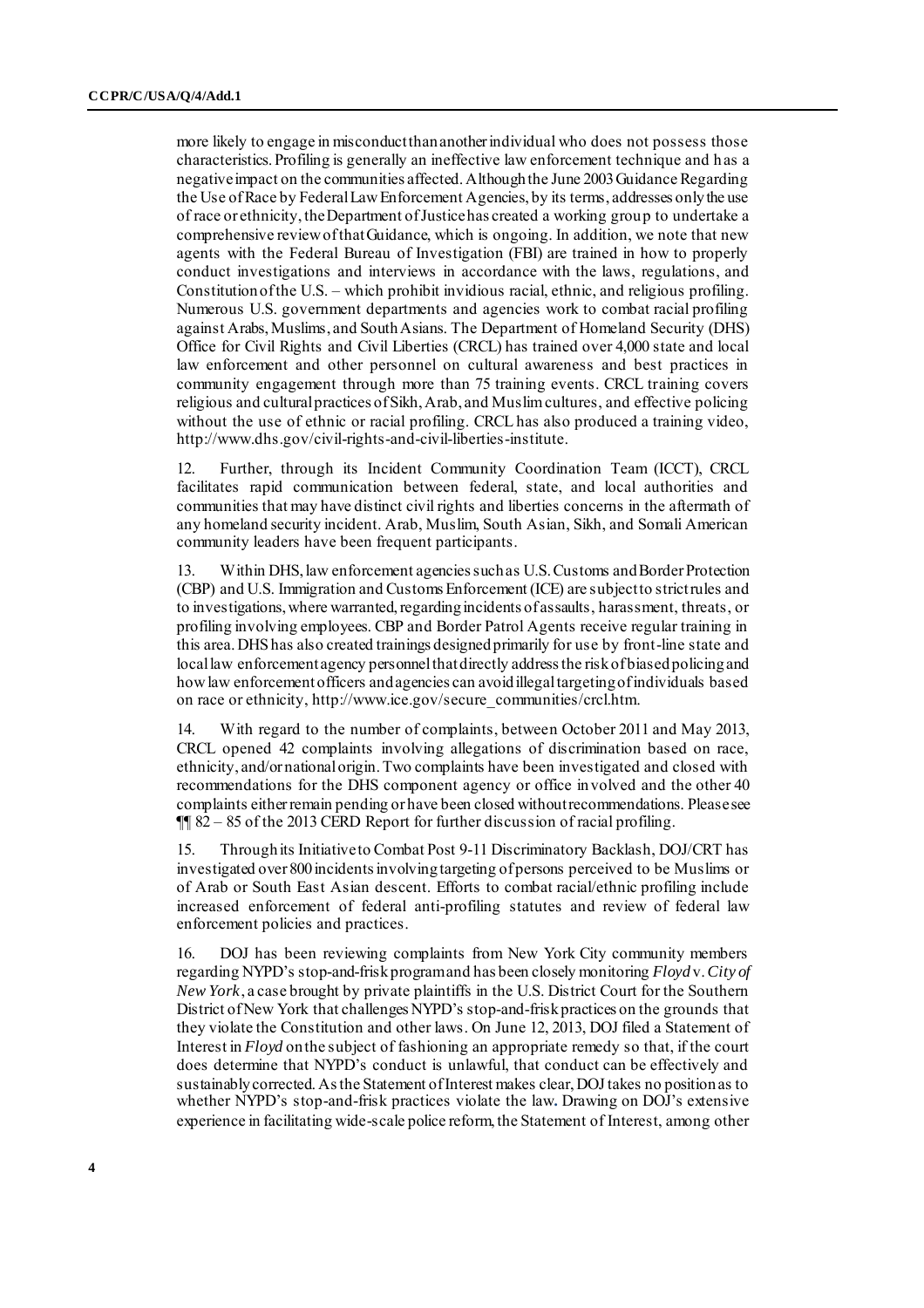more likely to engage in misconduct than another individual who does not possess those characteristics. Profiling is generally an ineffective law enforcement technique and has a negative impact on the communities affected. Although the June 2003 Guidance Regarding the Use of Race by Federal Law Enforcement Agencies, by its terms, addresses only the use of race or ethnicity, the Department of Justice has created a working group to undertake a comprehensive review of that Guidance, which is ongoing. In addition, we note that new agents with the Federal Bureau of Investigation (FBI) are trained in how to properly conduct investigations and interviews in accordance with the laws, regulations, and Constitution of the U.S. – which prohibit invidious racial, ethnic, and religious profiling. Numerous U.S. government departments and agencies work to combat racial profiling against Arabs, Muslims, and South Asians. The Department of Homeland Security (DHS) Office for Civil Rights and Civil Liberties (CRCL) has trained over 4,000 state and local law enforcement and other personnel on cultural awareness and best practices in community engagement through more than 75 training events. CRCL training covers religious and cultural practices of Sikh, Arab, and Muslim cultures, and effective policing without the use of ethnic or racial profiling. CRCL has also produced a training video, http://www.dhs.gov/civil-rights-and-civil-liberties-institute.

12. Further, through its Incident Community Coordination Team (ICCT), CRCL facilitates rapid communication between federal, state, and local authorities and communities that may have distinct civil rights and liberties concerns in the aftermath of any homeland security incident. Arab, Muslim, South Asian, Sikh, and Somali American community leaders have been frequent participants.

13. Within DHS, law enforcement agencies such as U.S. Customs and Border Protection (CBP) and U.S. Immigration and Customs Enforcement (ICE) are subject to strict rules and to investigations, where warranted, regarding incidents of assaults, harassment, threats, or profiling involving employees. CBP and Border Patrol Agents receive regular training in this area. DHS has also created trainings designed primarily for use by front-line state and local law enforcement agency personnel that directly address the risk of biased policing and how law enforcement officers and agencies can avoid illegal targeting of individuals based on race or ethnicity, http://www.ice.gov/secure_communities/crcl.htm.

14. With regard to the number of complaints, between October 2011 and May 2013, CRCL opened 42 complaints involving allegations of discrimination based on race, ethnicity, and/or national origin. Two complaints have been investigated and closed with recommendations for the DHS component agency or office involved and the other 40 complaints either remain pending or have been closed without recommendations. Please see ¶¶ 82 – 85 of the 2013 CERD Report for further discussion of racial profiling.

15. Through its Initiative to Combat Post 9-11 Discriminatory Backlash, DOJ/CRT has investigated over 800 incidents involving targeting of persons perceived to be Muslims or of Arab or South East Asian descent. Efforts to combat racial/ethnic profiling include increased enforcement of federal anti-profiling statutes and review of federal law enforcement policies and practices.

16. DOJ has been reviewing complaints from New York City community members regarding NYPD's stop-and-frisk program and has been closely monitoring *Floyd* v. *City of New York*, a case brought by private plaintiffs in the U.S. District Court for the Southern District of New York that challenges NYPD's stop-and-frisk practices on the grounds that they violate the Constitution and other laws. On June 12, 2013, DOJ filed a Statement of Interest in *Floyd* on the subject of fashioning an appropriate remedy so that, if the court does determine that NYPD's conduct is unlawful, that conduct can be effectively and sustainably corrected. As the Statement of Interest makes clear, DOJ takes no position as to whether NYPD's stop-and-frisk practices violate the law. Drawing on DOJ's extensive experience in facilitating wide-scale police reform, the Statement of Interest, among other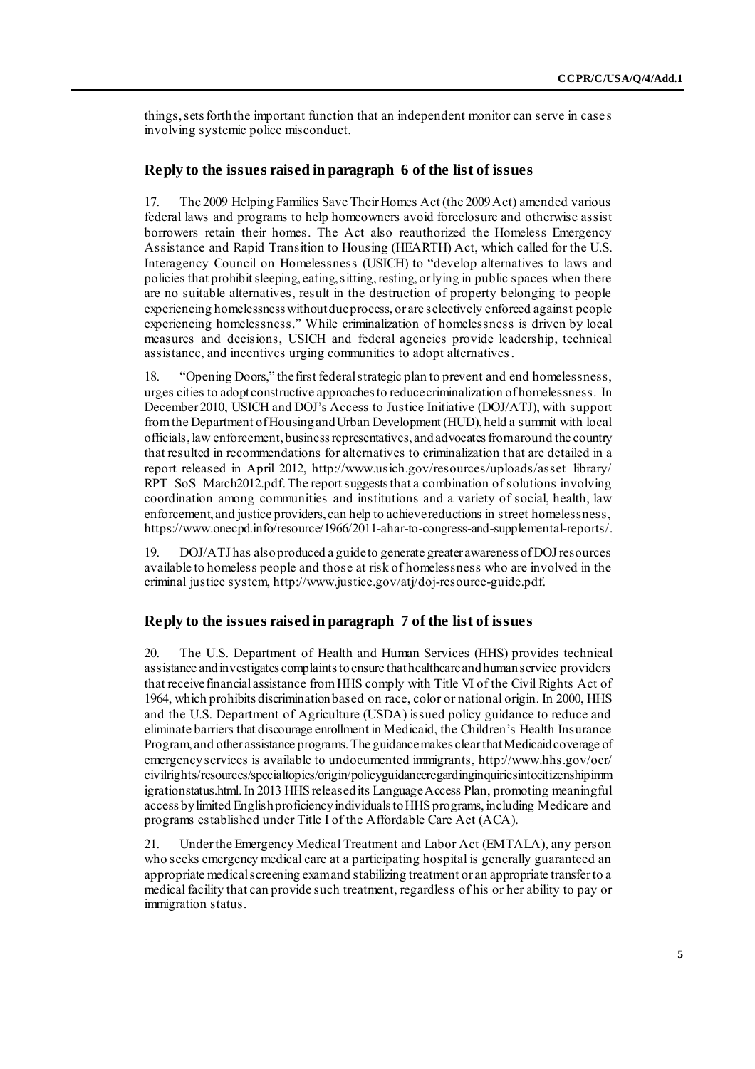things, sets forth the important function that an independent monitor can serve in cases involving systemic police misconduct.

## Reply to the issues raised in paragraph 6 of the list of issues

17. The 2009 Helping Families Save Their Homes Act (the 2009 Act) amended various federal laws and programs to help homeowners avoid foreclosure and otherwise assist borrowers retain their homes. The Act also reauthorized the Homeless Emergency Assistance and Rapid Transition to Housing (HEARTH) Act, which called for the U.S. Interagency Council on Homelessness (USICH) to "develop alternatives to laws and policies that prohibit sleeping, eating, sitting, resting, or lying in public spaces when there are no suitable alternatives, result in the destruction of property belonging to people experiencing homelessness without due process, or are selectively enforced against people experiencing homelessness." While criminalization of homelessness is driven by local measures and decisions, USICH and federal agencies provide leadership, technical assistance, and incentives urging communities to adopt alternatives.

18. "Opening Doors," the first federal strategic plan to prevent and end homelessness, urges cities to adopt constructive approaches to reduce criminalization of homelessness. In December 2010, USICH and DOJ's Access to Justice Initiative (DOJ/ATJ), with support from the Department of Housing and Urban Development (HUD), held a summit with local officials, law enforcement, business representatives, and advocates from around the country that resulted in recommendations for alternatives to criminalization that are detailed in a report released in April 2012, http://www.usich.gov/resources/uploads/asset_library/RPT_SoS_March2012.pdf. The report suggests that a combination of solutions involving coordination among communities and institutions and a variety of social, health, law enforcement, and justice providers, can help to achieve reductions in street homelessness, https://www.onecpd.info/resource/1966/2011-ahar-to-congress-and-supplemental-reports/.

19. DOJ/ATJ has also produced a guide to generate greater awareness of DOJ resources available to homeless people and those at risk of homelessness who are involved in the criminal justice system, http://www.justice.gov/atj/doj-resource-guide.pdf.

## Reply to the issues raised in paragraph 7 of the list of issues

20. The U.S. Department of Health and Human Services (HHS) provides technical assistance and investigates complaints to ensure that healthcare and human service providers that receive financial assistance from HHS comply with Title VI of the Civil Rights Act of 1964, which prohibits discrimination based on race, color or national origin. In 2000, HHS and the U.S. Department of Agriculture (USDA) issued policy guidance to reduce and eliminate barriers that discourage enrollment in Medicaid, the Children's Health Insurance Program, and other assistance programs. The guidance makes clear that Medicaid coverage of emergency services is available to undocumented immigrants, http://www.hhs.gov/ocr/civilrights/resources/specialtopics/origin/policyguidanceregardinginquiriesintocitizenshipimmigrationstatus.html. In 2013 HHS released its Language Access Plan, promoting meaningful access by limited English proficiency individuals to HHS programs, including Medicare and programs established under Title I of the Affordable Care Act (ACA).

21. Under the Emergency Medical Treatment and Labor Act (EMTALA), any person who seeks emergency medical care at a participating hospital is generally guaranteed an appropriate medical screening exam and stabilizing treatment or an appropriate transfer to a medical facility that can provide such treatment, regardless of his or her ability to pay or immigration status.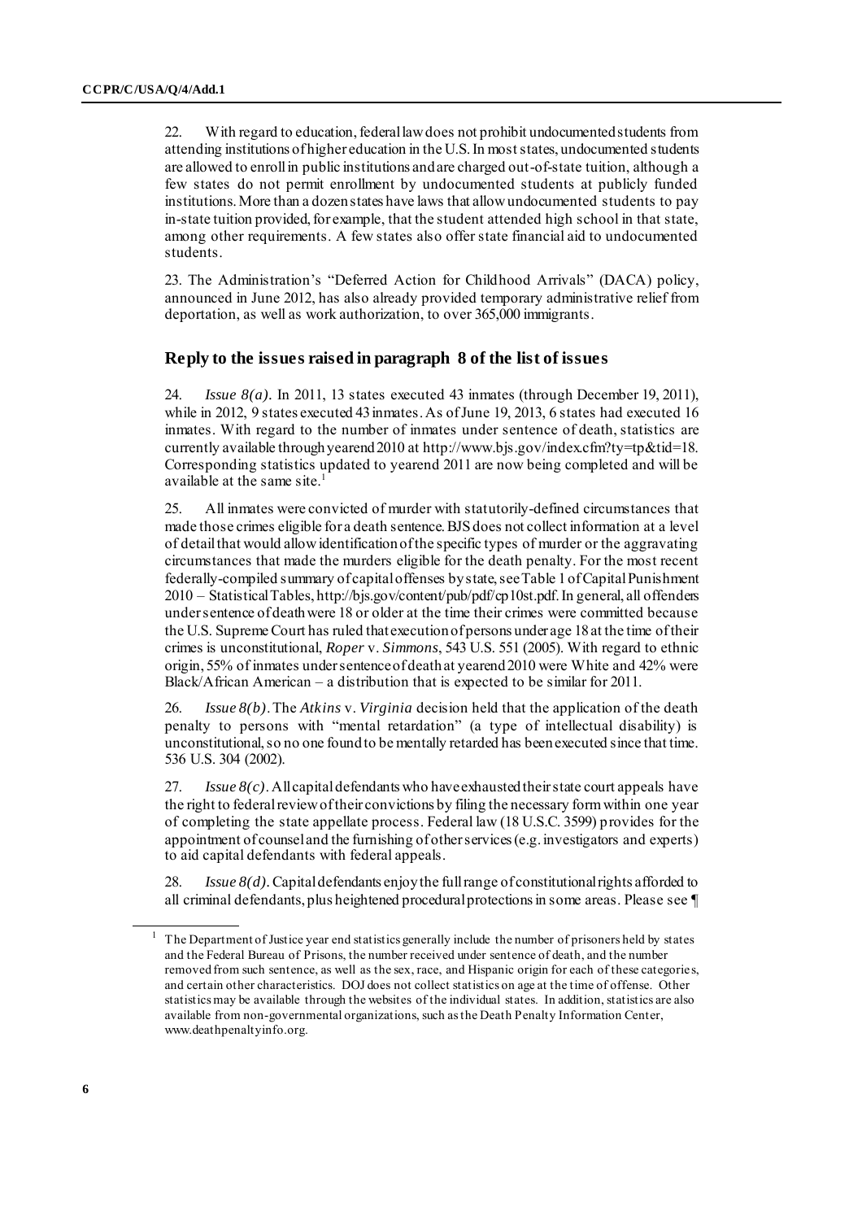22. With regard to education, federal law does not prohibit undocumented students from attending institutions of higher education in the U.S. In most states, undocumented students are allowed to enroll in public institutions and are charged out-of-state tuition, although a few states do not permit enrollment by undocumented students at publicly funded institutions. More than a dozen states have laws that allow undocumented students to pay in-state tuition provided, for example, that the student attended high school in that state, among other requirements. A few states also offer state financial aid to undocumented students.

23. The Administration's "Deferred Action for Childhood Arrivals" (DACA) policy, announced in June 2012, has also already provided temporary administrative relief from deportation, as well as work authorization, to over 365,000 immigrants.

### Reply to the issues raised in paragraph 8 of the list of issues

24. *Issue 8(a)*. In 2011, 13 states executed 43 inmates (through December 19, 2011), while in 2012, 9 states executed 43 inmates. As of June 19, 2013, 6 states had executed 16 inmates. With regard to the number of inmates under sentence of death, statistics are currently available through yearend 2010 at http://www.bjs.gov/index.cfm?ty=tp&tid=18. Corresponding statistics updated to yearend 2011 are now being completed and will be available at the same site.[1]

25. All inmates were convicted of murder with statutorily-defined circumstances that made those crimes eligible for a death sentence. BJS does not collect information at a level of detail that would allow identification of the specific types of murder or the aggravating circumstances that made the murders eligible for the death penalty. For the most recent federally-compiled summary of capital offenses by state, see Table 1 of Capital Punishment 2010 – Statistical Tables, http://bjs.gov/content/pub/pdf/cp10st.pdf. In general, all offenders under sentence of death were 18 or older at the time their crimes were committed because the U.S. Supreme Court has ruled that execution of persons under age 18 at the time of their crimes is unconstitutional, *Roper* v. *Simmons*, 543 U.S. 551 (2005). With regard to ethnic origin, 55% of inmates under sentence of death at yearend 2010 were White and 42% were Black/African American – a distribution that is expected to be similar for 2011.

26. *Issue 8(b)*. The *Atkins* v. *Virginia* decision held that the application of the death penalty to persons with "mental retardation" (a type of intellectual disability) is unconstitutional, so no one found to be mentally retarded has been executed since that time. 536 U.S. 304 (2002).

27. *Issue 8(c)*. All capital defendants who have exhausted their state court appeals have the right to federal review of their convictions by filing the necessary form within one year of completing the state appellate process. Federal law (18 U.S.C. 3599) provides for the appointment of counsel and the furnishing of other services (e.g. investigators and experts) to aid capital defendants with federal appeals.

28. *Issue 8(d)*. Capital defendants enjoy the full range of constitutional rights afforded to all criminal defendants, plus heightened procedural protections in some areas. Please see ¶

---

[1] The Department of Justice year end statistics generally include the number of prisoners held by states and the Federal Bureau of Prisons, the number received under sentence of death, and the number removed from such sentence, as well as the sex, race, and Hispanic origin for each of these categories, and certain other characteristics. DOJ does not collect statistics on age at the time of offense. Other statistics may be available through the websites of the individual states. In addition, statistics are also available from non-governmental organizations, such as the Death Penalty Information Center, www.deathpenaltyinfo.org.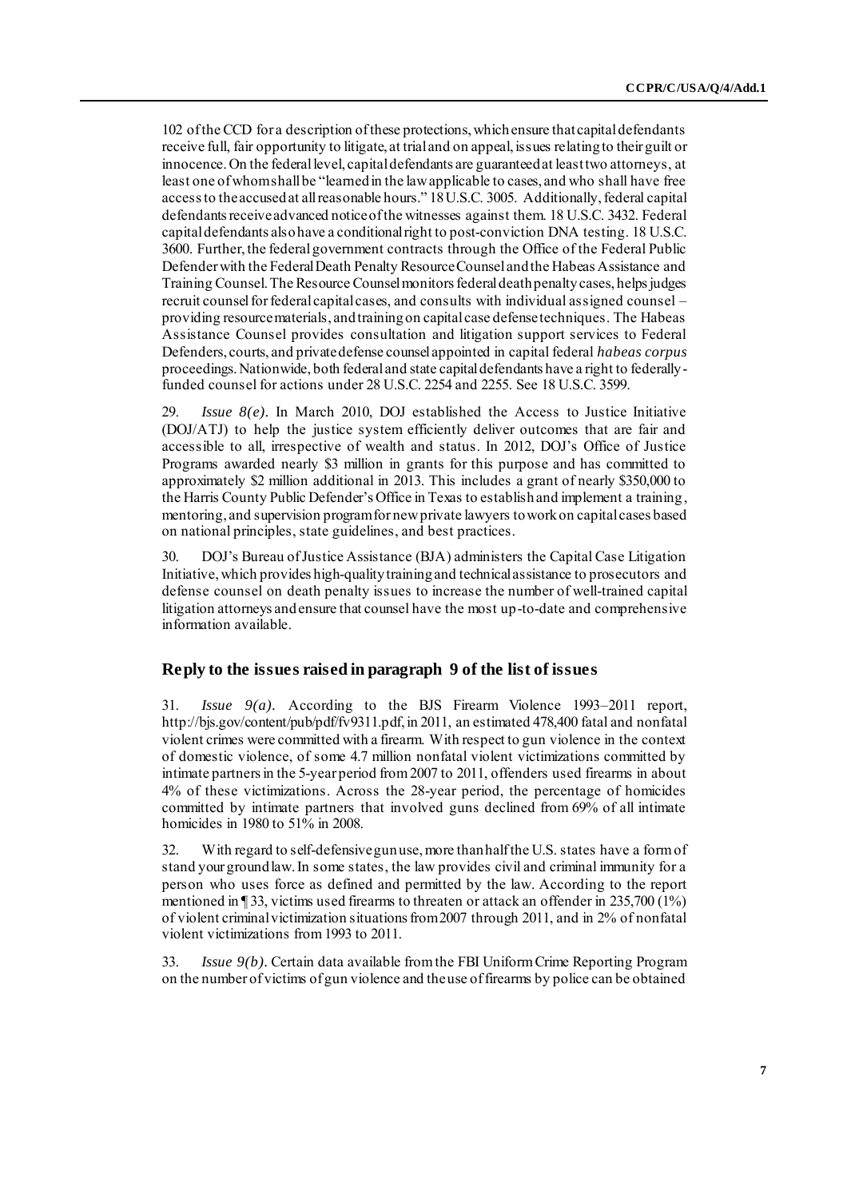102 of the CCD for a description of these protections, which ensure that capital defendants receive full, fair opportunity to litigate, at trial and on appeal, issues relating to their guilt or innocence. On the federal level, capital defendants are guaranteed at least two attorneys, at least one of whom shall be "learned in the law applicable to cases, and who shall have free access to the accused at all reasonable hours." 18 U.S.C. 3005. Additionally, federal capital defendants receive advanced notice of the witnesses against them. 18 U.S.C. 3432. Federal capital defendants also have a conditional right to post-conviction DNA testing. 18 U.S.C. 3600. Further, the federal government contracts through the Office of the Federal Public Defender with the Federal Death Penalty Resource Counsel and the Habeas Assistance and Training Counsel. The Resource Counsel monitors federal death penalty cases, helps judges recruit counsel for federal capital cases, and consults with individual assigned counsel – providing resource materials, and training on capital case defense techniques. The Habeas Assistance Counsel provides consultation and litigation support services to Federal Defenders, courts, and private defense counsel appointed in capital federal *habeas corpus* proceedings. Nationwide, both federal and state capital defendants have a right to federally-funded counsel for actions under 28 U.S.C. 2254 and 2255. See 18 U.S.C. 3599.

29. *Issue 8(e).* In March 2010, DOJ established the Access to Justice Initiative (DOJ/ATJ) to help the justice system efficiently deliver outcomes that are fair and accessible to all, irrespective of wealth and status. In 2012, DOJ's Office of Justice Programs awarded nearly $3 million in grants for this purpose and has committed to approximately $2 million additional in 2013. This includes a grant of nearly $350,000 to the Harris County Public Defender's Office in Texas to establish and implement a training, mentoring, and supervision program for new private lawyers to work on capital cases based on national principles, state guidelines, and best practices.

30. DOJ's Bureau of Justice Assistance (BJA) administers the Capital Case Litigation Initiative, which provides high-quality training and technical assistance to prosecutors and defense counsel on death penalty issues to increase the number of well-trained capital litigation attorneys and ensure that counsel have the most up-to-date and comprehensive information available.

### Reply to the issues raised in paragraph 9 of the list of issues

31. *Issue 9(a).* According to the BJS Firearm Violence 1993–2011 report, http://bjs.gov/content/pub/pdf/fv9311.pdf, in 2011, an estimated 478,400 fatal and nonfatal violent crimes were committed with a firearm. With respect to gun violence in the context of domestic violence, of some 4.7 million nonfatal violent victimizations committed by intimate partners in the 5-year period from 2007 to 2011, offenders used firearms in about 4% of these victimizations. Across the 28-year period, the percentage of homicides committed by intimate partners that involved guns declined from 69% of all intimate homicides in 1980 to 51% in 2008.

32. With regard to self-defensive gun use, more than half the U.S. states have a form of stand your ground law. In some states, the law provides civil and criminal immunity for a person who uses force as defined and permitted by the law. According to the report mentioned in ¶ 33, victims used firearms to threaten or attack an offender in 235,700 (1%) of violent criminal victimization situations from 2007 through 2011, and in 2% of nonfatal violent victimizations from 1993 to 2011.

33. *Issue 9(b).* Certain data available from the FBI Uniform Crime Reporting Program on the number of victims of gun violence and the use of firearms by police can be obtained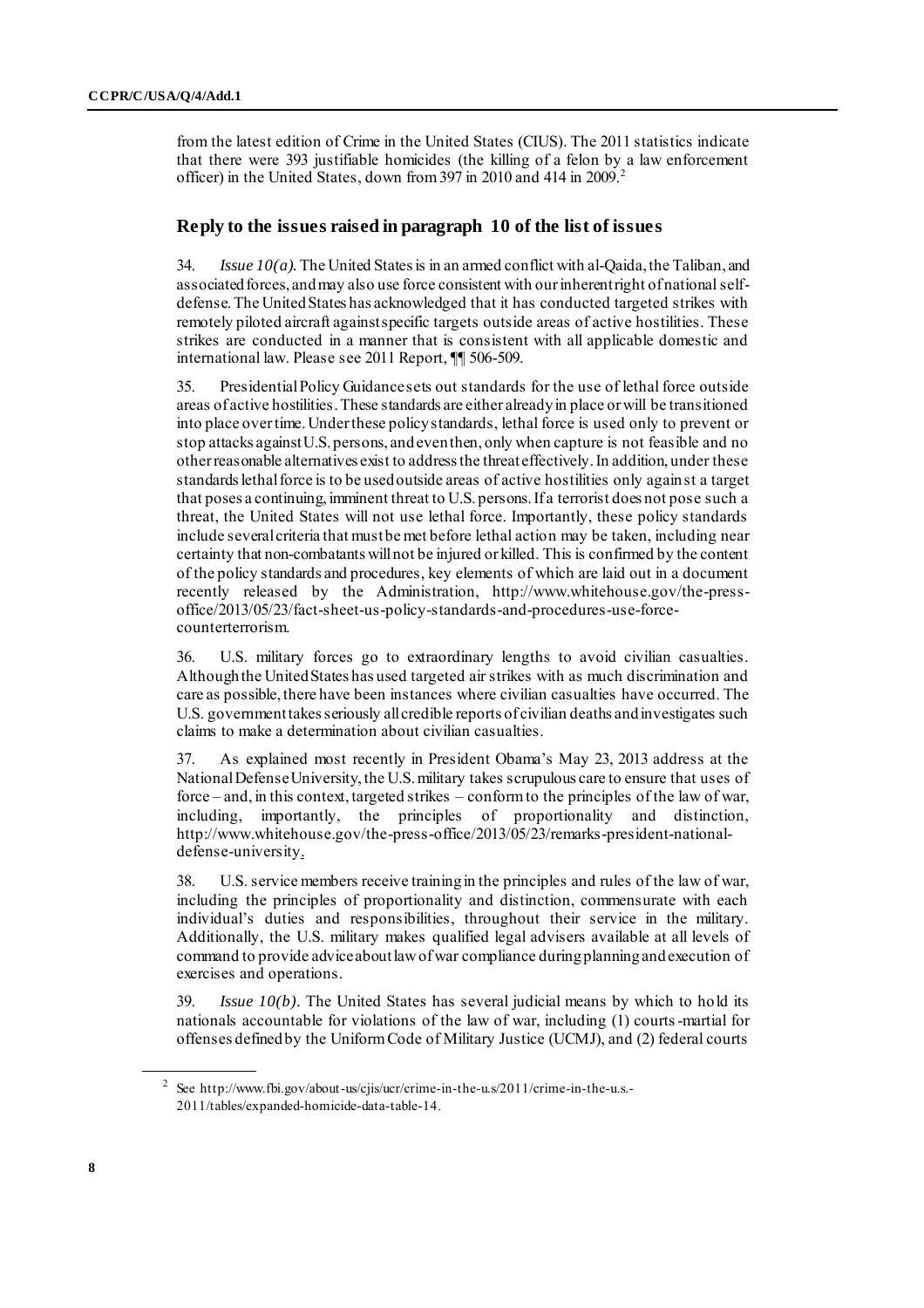from the latest edition of Crime in the United States (CIUS). The 2011 statistics indicate that there were 393 justifiable homicides (the killing of a felon by a law enforcement officer) in the United States, down from 397 in 2010 and 414 in 2009.[2]

### Reply to the issues raised in paragraph 10 of the list of issues

34. *Issue 10(a).* The United States is in an armed conflict with al-Qaida, the Taliban, and associated forces, and may also use force consistent with our inherent right of national self-defense. The United States has acknowledged that it has conducted targeted strikes with remotely piloted aircraft against specific targets outside areas of active hostilities. These strikes are conducted in a manner that is consistent with all applicable domestic and international law. Please see 2011 Report, ¶¶ 506-509.

35. Presidential Policy Guidance sets out standards for the use of lethal force outside areas of active hostilities. These standards are either already in place or will be transitioned into place over time. Under these policy standards, lethal force is used only to prevent or stop attacks against U.S. persons, and even then, only when capture is not feasible and no other reasonable alternatives exist to address the threat effectively. In addition, under these standards lethal force is to be used outside areas of active hostilities only against a target that poses a continuing, imminent threat to U.S. persons. If a terrorist does not pose such a threat, the United States will not use lethal force. Importantly, these policy standards include several criteria that must be met before lethal action may be taken, including near certainty that non-combatants will not be injured or killed. This is confirmed by the content of the policy standards and procedures, key elements of which are laid out in a document recently released by the Administration, http://www.whitehouse.gov/the-press-office/2013/05/23/fact-sheet-us-policy-standards-and-procedures-use-force-counterterrorism.

36. U.S. military forces go to extraordinary lengths to avoid civilian casualties. Although the United States has used targeted air strikes with as much discrimination and care as possible, there have been instances where civilian casualties have occurred. The U.S. government takes seriously all credible reports of civilian deaths and investigates such claims to make a determination about civilian casualties.

37. As explained most recently in President Obama's May 23, 2013 address at the National Defense University, the U.S. military takes scrupulous care to ensure that uses of force – and, in this context, targeted strikes – conform to the principles of the law of war, including, importantly, the principles of proportionality and distinction, http://www.whitehouse.gov/the-press-office/2013/05/23/remarks-president-national-defense-university.

38. U.S. service members receive training in the principles and rules of the law of war, including the principles of proportionality and distinction, commensurate with each individual's duties and responsibilities, throughout their service in the military. Additionally, the U.S. military makes qualified legal advisers available at all levels of command to provide advice about law of war compliance during planning and execution of exercises and operations.

39. *Issue 10(b).* The United States has several judicial means by which to hold its nationals accountable for violations of the law of war, including (1) courts-martial for offenses defined by the Uniform Code of Military Justice (UCMJ), and (2) federal courts

---

[2] See http://www.fbi.gov/about-us/cjis/ucr/crime-in-the-u.s/2011/crime-in-the-u.s.-2011/tables/expanded-homicide-data-table-14.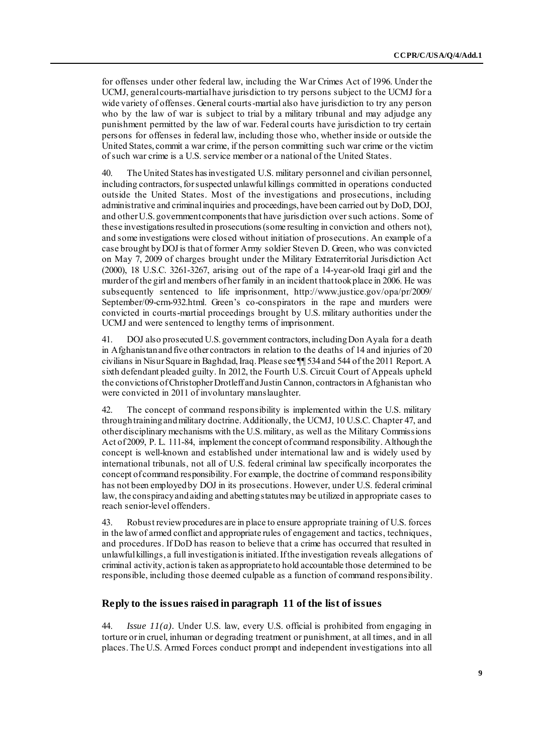for offenses under other federal law, including the War Crimes Act of 1996. Under the UCMJ, general courts-martial have jurisdiction to try persons subject to the UCMJ for a wide variety of offenses. General courts-martial also have jurisdiction to try any person who by the law of war is subject to trial by a military tribunal and may adjudge any punishment permitted by the law of war. Federal courts have jurisdiction to try certain persons for offenses in federal law, including those who, whether inside or outside the United States, commit a war crime, if the person committing such war crime or the victim of such war crime is a U.S. service member or a national of the United States.

40. The United States has investigated U.S. military personnel and civilian personnel, including contractors, for suspected unlawful killings committed in operations conducted outside the United States. Most of the investigations and prosecutions, including administrative and criminal inquiries and proceedings, have been carried out by DoD, DOJ, and other U.S. government components that have jurisdiction over such actions. Some of these investigations resulted in prosecutions (some resulting in conviction and others not), and some investigations were closed without initiation of prosecutions. An example of a case brought by DOJ is that of former Army soldier Steven D. Green, who was convicted on May 7, 2009 of charges brought under the Military Extraterritorial Jurisdiction Act (2000), 18 U.S.C. 3261-3267, arising out of the rape of a 14-year-old Iraqi girl and the murder of the girl and members of her family in an incident that took place in 2006. He was subsequently sentenced to life imprisonment, http://www.justice.gov/opa/pr/2009/September/09-crm-932.html. Green's co-conspirators in the rape and murders were convicted in courts-martial proceedings brought by U.S. military authorities under the UCMJ and were sentenced to lengthy terms of imprisonment.

41. DOJ also prosecuted U.S. government contractors, including Don Ayala for a death in Afghanistan and five other contractors in relation to the deaths of 14 and injuries of 20 civilians in Nisur Square in Baghdad, Iraq. Please see ¶¶ 534 and 544 of the 2011 Report. A sixth defendant pleaded guilty. In 2012, the Fourth U.S. Circuit Court of Appeals upheld the convictions of Christopher Drotleff and Justin Cannon, contractors in Afghanistan who were convicted in 2011 of involuntary manslaughter.

42. The concept of command responsibility is implemented within the U.S. military through training and military doctrine. Additionally, the UCMJ, 10 U.S.C. Chapter 47, and other disciplinary mechanisms with the U.S. military, as well as the Military Commissions Act of 2009, P. L. 111-84, implement the concept of command responsibility. Although the concept is well-known and established under international law and is widely used by international tribunals, not all of U.S. federal criminal law specifically incorporates the concept of command responsibility. For example, the doctrine of command responsibility has not been employed by DOJ in its prosecutions. However, under U.S. federal criminal law, the conspiracy and aiding and abetting statutes may be utilized in appropriate cases to reach senior-level offenders.

43. Robust review procedures are in place to ensure appropriate training of U.S. forces in the law of armed conflict and appropriate rules of engagement and tactics, techniques, and procedures. If DoD has reason to believe that a crime has occurred that resulted in unlawful killings, a full investigation is initiated. If the investigation reveals allegations of criminal activity, action is taken as appropriate to hold accountable those determined to be responsible, including those deemed culpable as a function of command responsibility.

## Reply to the issues raised in paragraph 11 of the list of issues

44. *Issue 11(a).* Under U.S. law, every U.S. official is prohibited from engaging in torture or in cruel, inhuman or degrading treatment or punishment, at all times, and in all places. The U.S. Armed Forces conduct prompt and independent investigations into all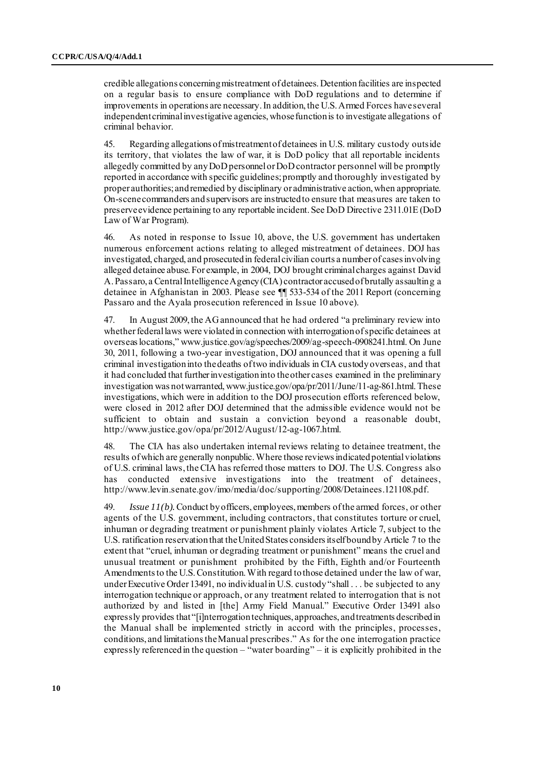credible allegations concerning mistreatment of detainees. Detention facilities are inspected on a regular basis to ensure compliance with DoD regulations and to determine if improvements in operations are necessary. In addition, the U.S. Armed Forces have several independent criminal investigative agencies, whose function is to investigate allegations of criminal behavior.

45. Regarding allegations of mistreatment of detainees in U.S. military custody outside its territory, that violates the law of war, it is DoD policy that all reportable incidents allegedly committed by any DoD personnel or DoD contractor personnel will be promptly reported in accordance with specific guidelines; promptly and thoroughly investigated by proper authorities; and remedied by disciplinary or administrative action, when appropriate. On-scene commanders and supervisors are instructed to ensure that measures are taken to preserve evidence pertaining to any reportable incident. See DoD Directive 2311.01E (DoD Law of War Program).

46. As noted in response to Issue 10, above, the U.S. government has undertaken numerous enforcement actions relating to alleged mistreatment of detainees. DOJ has investigated, charged, and prosecuted in federal civilian courts a number of cases involving alleged detainee abuse. For example, in 2004, DOJ brought criminal charges against David A. Passaro, a Central Intelligence Agency (CIA) contractor accused of brutally assaulting a detainee in Afghanistan in 2003. Please see ¶¶ 533-534 of the 2011 Report (concerning Passaro and the Ayala prosecution referenced in Issue 10 above).

47. In August 2009, the AG announced that he had ordered "a preliminary review into whether federal laws were violated in connection with interrogation of specific detainees at overseas locations," www.justice.gov/ag/speeches/2009/ag-speech-0908241.html. On June 30, 2011, following a two-year investigation, DOJ announced that it was opening a full criminal investigation into the deaths of two individuals in CIA custody overseas, and that it had concluded that further investigation into the other cases examined in the preliminary investigation was not warranted, www.justice.gov/opa/pr/2011/June/11-ag-861.html. These investigations, which were in addition to the DOJ prosecution efforts referenced below, were closed in 2012 after DOJ determined that the admissible evidence would not be sufficient to obtain and sustain a conviction beyond a reasonable doubt, http://www.justice.gov/opa/pr/2012/August/12-ag-1067.html.

48. The CIA has also undertaken internal reviews relating to detainee treatment, the results of which are generally nonpublic. Where those reviews indicated potential violations of U.S. criminal laws, the CIA has referred those matters to DOJ. The U.S. Congress also has conducted extensive investigations into the treatment of detainees, http://www.levin.senate.gov/imo/media/doc/supporting/2008/Detainees.121108.pdf.

49. *Issue 11(b).* Conduct by officers, employees, members of the armed forces, or other agents of the U.S. government, including contractors, that constitutes torture or cruel, inhuman or degrading treatment or punishment plainly violates Article 7, subject to the U.S. ratification reservation that the United States considers itself bound by Article 7 to the extent that "cruel, inhuman or degrading treatment or punishment" means the cruel and unusual treatment or punishment prohibited by the Fifth, Eighth and/or Fourteenth Amendments to the U.S. Constitution. With regard to those detained under the law of war, under Executive Order 13491, no individual in U.S. custody "shall . . . be subjected to any interrogation technique or approach, or any treatment related to interrogation that is not authorized by and listed in [the] Army Field Manual." Executive Order 13491 also expressly provides that "[i]nterrogation techniques, approaches, and treatments described in the Manual shall be implemented strictly in accord with the principles, processes, conditions, and limitations the Manual prescribes." As for the one interrogation practice expressly referenced in the question – "water boarding" – it is explicitly prohibited in the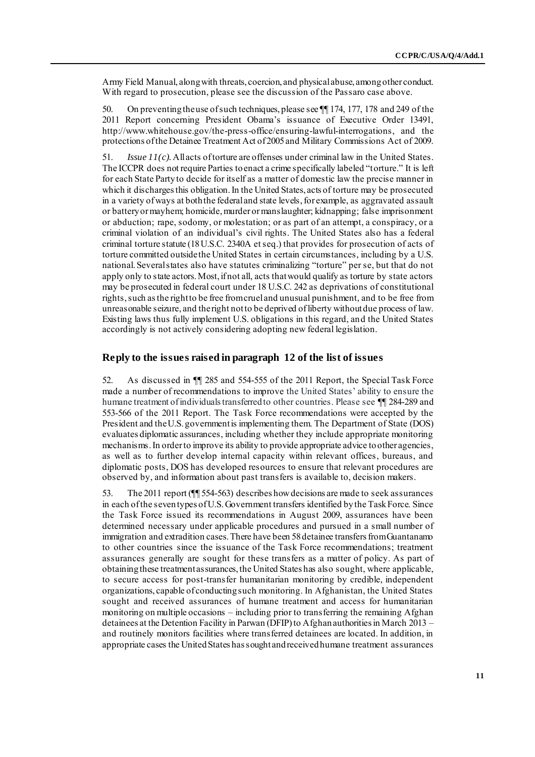Army Field Manual, along with threats, coercion, and physical abuse, among other conduct. With regard to prosecution, please see the discussion of the Passaro case above.

50. On preventing the use of such techniques, please see ¶¶ 174, 177, 178 and 249 of the 2011 Report concerning President Obama's issuance of Executive Order 13491, http://www.whitehouse.gov/the-press-office/ensuring-lawful-interrogations, and the protections of the Detainee Treatment Act of 2005 and Military Commissions Act of 2009.

51. *Issue 11(c).* All acts of torture are offenses under criminal law in the United States. The ICCPR does not require Parties to enact a crime specifically labeled "torture." It is left for each State Party to decide for itself as a matter of domestic law the precise manner in which it discharges this obligation. In the United States, acts of torture may be prosecuted in a variety of ways at both the federal and state levels, for example, as aggravated assault or battery or mayhem; homicide, murder or manslaughter; kidnapping; false imprisonment or abduction; rape, sodomy, or molestation; or as part of an attempt, a conspiracy, or a criminal violation of an individual's civil rights. The United States also has a federal criminal torture statute (18 U.S.C. 2340A et seq.) that provides for prosecution of acts of torture committed outside the United States in certain circumstances, including by a U.S. national. Several states also have statutes criminalizing "torture" per se, but that do not apply only to state actors. Most, if not all, acts that would qualify as torture by state actors may be prosecuted in federal court under 18 U.S.C. 242 as deprivations of constitutional rights, such as the right to be free from cruel and unusual punishment, and to be free from unreasonable seizure, and the right not to be deprived of liberty without due process of law. Existing laws thus fully implement U.S. obligations in this regard, and the United States accordingly is not actively considering adopting new federal legislation.

## Reply to the issues raised in paragraph 12 of the list of issues

52. As discussed in ¶¶ 285 and 554-555 of the 2011 Report, the Special Task Force made a number of recommendations to improve the United States' ability to ensure the humane treatment of individuals transferred to other countries. Please see ¶¶ 284-289 and 553-566 of the 2011 Report. The Task Force recommendations were accepted by the President and the U.S. government is implementing them. The Department of State (DOS) evaluates diplomatic assurances, including whether they include appropriate monitoring mechanisms. In order to improve its ability to provide appropriate advice to other agencies, as well as to further develop internal capacity within relevant offices, bureaus, and diplomatic posts, DOS has developed resources to ensure that relevant procedures are observed by, and information about past transfers is available to, decision makers.

53. The 2011 report (¶¶ 554-563) describes how decisions are made to seek assurances in each of the seven types of U.S. Government transfers identified by the Task Force. Since the Task Force issued its recommendations in August 2009, assurances have been determined necessary under applicable procedures and pursued in a small number of immigration and extradition cases. There have been 58 detainee transfers from Guantanamo to other countries since the issuance of the Task Force recommendations; treatment assurances generally are sought for these transfers as a matter of policy. As part of obtaining these treatment assurances, the United States has also sought, where applicable, to secure access for post-transfer humanitarian monitoring by credible, independent organizations, capable of conducting such monitoring. In Afghanistan, the United States sought and received assurances of humane treatment and access for humanitarian monitoring on multiple occasions – including prior to transferring the remaining Afghan detainees at the Detention Facility in Parwan (DFIP) to Afghan authorities in March 2013 – and routinely monitors facilities where transferred detainees are located. In addition, in appropriate cases the United States has sought and received humane treatment assurances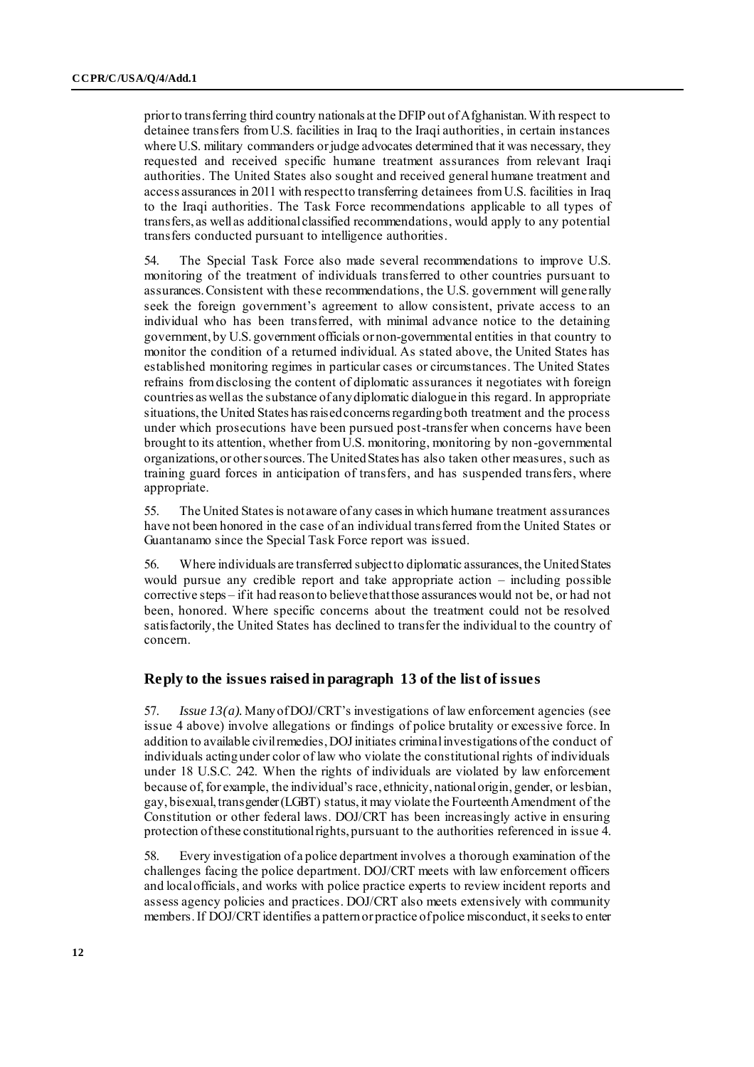prior to transferring third country nationals at the DFIP out of Afghanistan. With respect to detainee transfers from U.S. facilities in Iraq to the Iraqi authorities, in certain instances where U.S. military commanders or judge advocates determined that it was necessary, they requested and received specific humane treatment assurances from relevant Iraqi authorities. The United States also sought and received general humane treatment and access assurances in 2011 with respect to transferring detainees from U.S. facilities in Iraq to the Iraqi authorities. The Task Force recommendations applicable to all types of transfers, as well as additional classified recommendations, would apply to any potential transfers conducted pursuant to intelligence authorities.

54. The Special Task Force also made several recommendations to improve U.S. monitoring of the treatment of individuals transferred to other countries pursuant to assurances. Consistent with these recommendations, the U.S. government will generally seek the foreign government's agreement to allow consistent, private access to an individual who has been transferred, with minimal advance notice to the detaining government, by U.S. government officials or non-governmental entities in that country to monitor the condition of a returned individual. As stated above, the United States has established monitoring regimes in particular cases or circumstances. The United States refrains from disclosing the content of diplomatic assurances it negotiates with foreign countries as well as the substance of any diplomatic dialogue in this regard. In appropriate situations, the United States has raised concerns regarding both treatment and the process under which prosecutions have been pursued post-transfer when concerns have been brought to its attention, whether from U.S. monitoring, monitoring by non-governmental organizations, or other sources. The United States has also taken other measures, such as training guard forces in anticipation of transfers, and has suspended transfers, where appropriate.

55. The United States is not aware of any cases in which humane treatment assurances have not been honored in the case of an individual transferred from the United States or Guantanamo since the Special Task Force report was issued.

56. Where individuals are transferred subject to diplomatic assurances, the United States would pursue any credible report and take appropriate action – including possible corrective steps – if it had reason to believe that those assurances would not be, or had not been, honored. Where specific concerns about the treatment could not be resolved satisfactorily, the United States has declined to transfer the individual to the country of concern.

## Reply to the issues raised in paragraph 13 of the list of issues

57. *Issue 13(a).* Many of DOJ/CRT's investigations of law enforcement agencies (see issue 4 above) involve allegations or findings of police brutality or excessive force. In addition to available civil remedies, DOJ initiates criminal investigations of the conduct of individuals acting under color of law who violate the constitutional rights of individuals under 18 U.S.C. 242. When the rights of individuals are violated by law enforcement because of, for example, the individual's race, ethnicity, national origin, gender, or lesbian, gay, bisexual, transgender (LGBT) status, it may violate the Fourteenth Amendment of the Constitution or other federal laws. DOJ/CRT has been increasingly active in ensuring protection of these constitutional rights, pursuant to the authorities referenced in issue 4.

58. Every investigation of a police department involves a thorough examination of the challenges facing the police department. DOJ/CRT meets with law enforcement officers and local officials, and works with police practice experts to review incident reports and assess agency policies and practices. DOJ/CRT also meets extensively with community members. If DOJ/CRT identifies a pattern or practice of police misconduct, it seeks to enter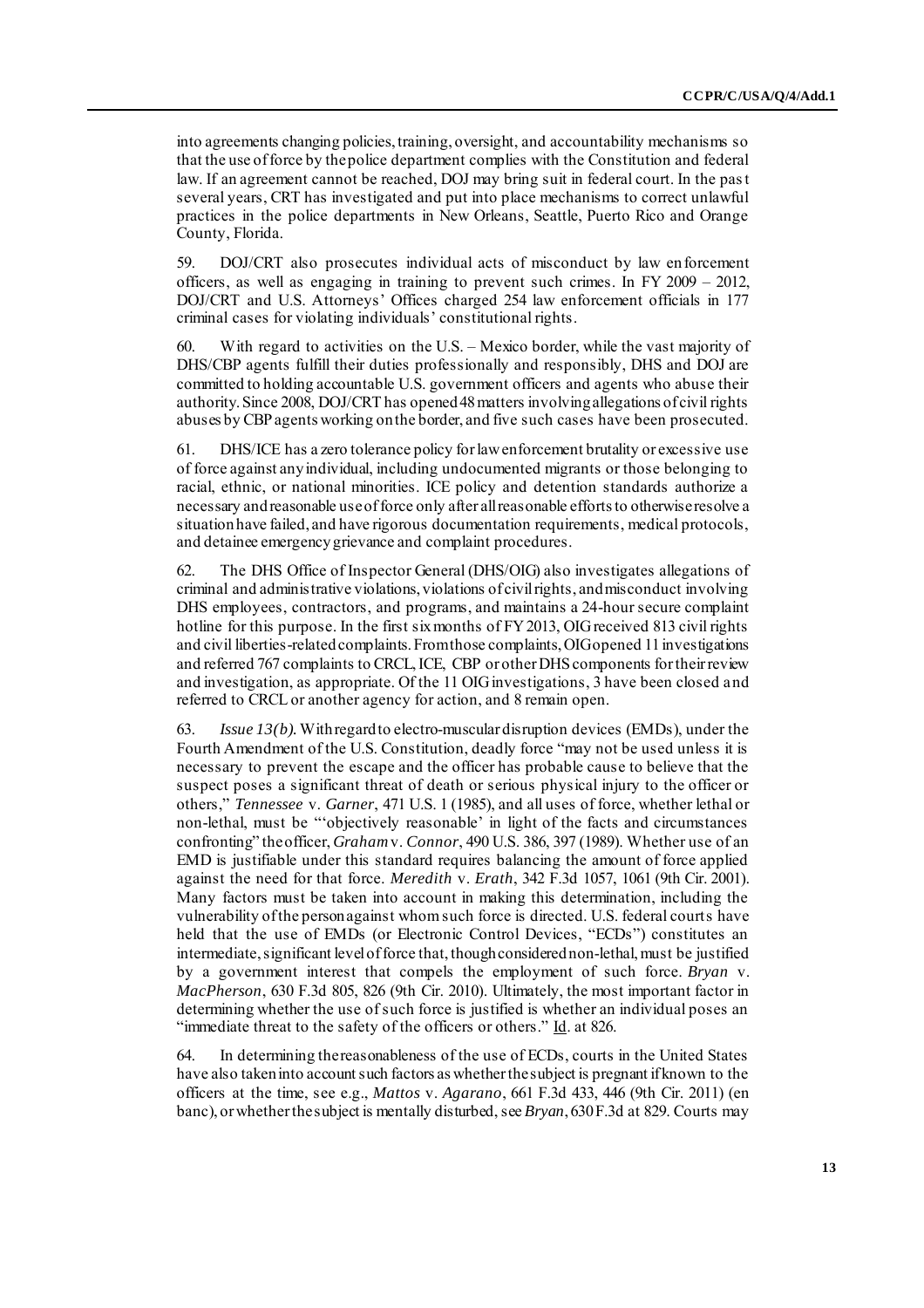into agreements changing policies, training, oversight, and accountability mechanisms so that the use of force by the police department complies with the Constitution and federal law. If an agreement cannot be reached, DOJ may bring suit in federal court. In the past several years, CRT has investigated and put into place mechanisms to correct unlawful practices in the police departments in New Orleans, Seattle, Puerto Rico and Orange County, Florida.

59. DOJ/CRT also prosecutes individual acts of misconduct by law enforcement officers, as well as engaging in training to prevent such crimes. In FY 2009 – 2012, DOJ/CRT and U.S. Attorneys' Offices charged 254 law enforcement officials in 177 criminal cases for violating individuals' constitutional rights.

60. With regard to activities on the U.S. – Mexico border, while the vast majority of DHS/CBP agents fulfill their duties professionally and responsibly, DHS and DOJ are committed to holding accountable U.S. government officers and agents who abuse their authority. Since 2008, DOJ/CRT has opened 48 matters involving allegations of civil rights abuses by CBP agents working on the border, and five such cases have been prosecuted.

61. DHS/ICE has a zero tolerance policy for law enforcement brutality or excessive use of force against any individual, including undocumented migrants or those belonging to racial, ethnic, or national minorities. ICE policy and detention standards authorize a necessary and reasonable use of force only after all reasonable efforts to otherwise resolve a situation have failed, and have rigorous documentation requirements, medical protocols, and detainee emergency grievance and complaint procedures.

62. The DHS Office of Inspector General (DHS/OIG) also investigates allegations of criminal and administrative violations, violations of civil rights, and misconduct involving DHS employees, contractors, and programs, and maintains a 24-hour secure complaint hotline for this purpose. In the first six months of FY 2013, OIG received 813 civil rights and civil liberties-related complaints. From those complaints, OIG opened 11 investigations and referred 767 complaints to CRCL, ICE, CBP or other DHS components for their review and investigation, as appropriate. Of the 11 OIG investigations, 3 have been closed and referred to CRCL or another agency for action, and 8 remain open.

63. *Issue 13(b).* With regard to electro-muscular disruption devices (EMDs), under the Fourth Amendment of the U.S. Constitution, deadly force "may not be used unless it is necessary to prevent the escape and the officer has probable cause to believe that the suspect poses a significant threat of death or serious physical injury to the officer or others," *Tennessee* v. *Garner*, 471 U.S. 1 (1985), and all uses of force, whether lethal or non-lethal, must be "'objectively reasonable' in light of the facts and circumstances confronting" the officer, *Graham* v. *Connor*, 490 U.S. 386, 397 (1989). Whether use of an EMD is justifiable under this standard requires balancing the amount of force applied against the need for that force. *Meredith* v. *Erath*, 342 F.3d 1057, 1061 (9th Cir. 2001). Many factors must be taken into account in making this determination, including the vulnerability of the person against whom such force is directed. U.S. federal courts have held that the use of EMDs (or Electronic Control Devices, "ECDs") constitutes an intermediate, significant level of force that, though considered non-lethal, must be justified by a government interest that compels the employment of such force. *Bryan* v. *MacPherson*, 630 F.3d 805, 826 (9th Cir. 2010). Ultimately, the most important factor in determining whether the use of such force is justified is whether an individual poses an "immediate threat to the safety of the officers or others." Id. at 826.

64. In determining the reasonableness of the use of ECDs, courts in the United States have also taken into account such factors as whether the subject is pregnant if known to the officers at the time, see e.g., *Mattos* v. *Agarano*, 661 F.3d 433, 446 (9th Cir. 2011) (en banc), or whether the subject is mentally disturbed, see *Bryan*, 630 F.3d at 829. Courts may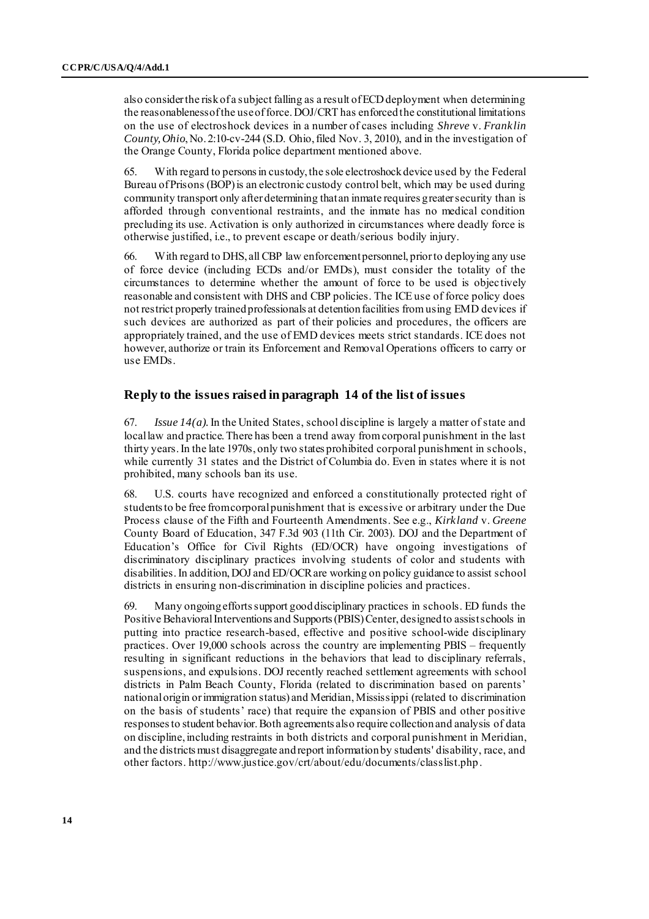also consider the risk of a subject falling as a result of ECD deployment when determining the reasonableness of the use of force. DOJ/CRT has enforced the constitutional limitations on the use of electroshock devices in a number of cases including *Shreve* v. *Franklin County, Ohio*, No. 2:10-cv-244 (S.D. Ohio, filed Nov. 3, 2010), and in the investigation of the Orange County, Florida police department mentioned above.

65. With regard to persons in custody, the sole electroshock device used by the Federal Bureau of Prisons (BOP) is an electronic custody control belt, which may be used during community transport only after determining that an inmate requires greater security than is afforded through conventional restraints, and the inmate has no medical condition precluding its use. Activation is only authorized in circumstances where deadly force is otherwise justified, i.e., to prevent escape or death/serious bodily injury.

66. With regard to DHS, all CBP law enforcement personnel, prior to deploying any use of force device (including ECDs and/or EMDs), must consider the totality of the circumstances to determine whether the amount of force to be used is objectively reasonable and consistent with DHS and CBP policies. The ICE use of force policy does not restrict properly trained professionals at detention facilities from using EMD devices if such devices are authorized as part of their policies and procedures, the officers are appropriately trained, and the use of EMD devices meets strict standards. ICE does not however, authorize or train its Enforcement and Removal Operations officers to carry or use EMDs.

## Reply to the issues raised in paragraph 14 of the list of issues

67. *Issue 14(a).* In the United States, school discipline is largely a matter of state and local law and practice. There has been a trend away from corporal punishment in the last thirty years. In the late 1970s, only two states prohibited corporal punishment in schools, while currently 31 states and the District of Columbia do. Even in states where it is not prohibited, many schools ban its use.

68. U.S. courts have recognized and enforced a constitutionally protected right of students to be free from corporal punishment that is excessive or arbitrary under the Due Process clause of the Fifth and Fourteenth Amendments. See e.g., *Kirkland* v. *Greene* County Board of Education, 347 F.3d 903 (11th Cir. 2003). DOJ and the Department of Education's Office for Civil Rights (ED/OCR) have ongoing investigations of discriminatory disciplinary practices involving students of color and students with disabilities. In addition, DOJ and ED/OCR are working on policy guidance to assist school districts in ensuring non-discrimination in discipline policies and practices.

69. Many ongoing efforts support good disciplinary practices in schools. ED funds the Positive Behavioral Interventions and Supports (PBIS) Center, designed to assist schools in putting into practice research-based, effective and positive school-wide disciplinary practices. Over 19,000 schools across the country are implementing PBIS – frequently resulting in significant reductions in the behaviors that lead to disciplinary referrals, suspensions, and expulsions. DOJ recently reached settlement agreements with school districts in Palm Beach County, Florida (related to discrimination based on parents' national origin or immigration status) and Meridian, Mississippi (related to discrimination on the basis of students' race) that require the expansion of PBIS and other positive responses to student behavior. Both agreements also require collection and analysis of data on discipline, including restraints in both districts and corporal punishment in Meridian, and the districts must disaggregate and report information by students' disability, race, and other factors. http://www.justice.gov/crt/about/edu/documents/classlist.php.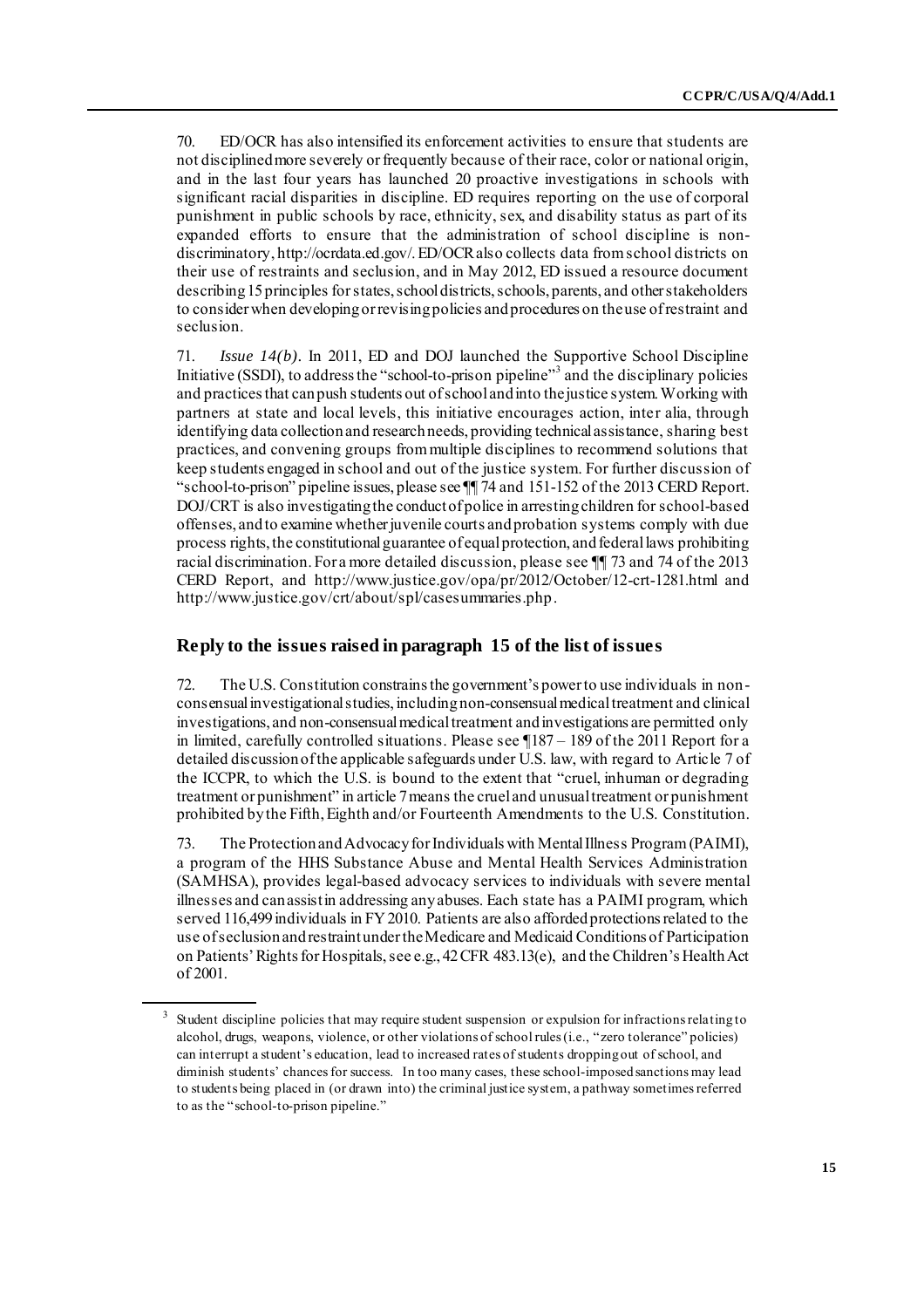70. ED/OCR has also intensified its enforcement activities to ensure that students are not disciplined more severely or frequently because of their race, color or national origin, and in the last four years has launched 20 proactive investigations in schools with significant racial disparities in discipline. ED requires reporting on the use of corporal punishment in public schools by race, ethnicity, sex, and disability status as part of its expanded efforts to ensure that the administration of school discipline is non-discriminatory, http://ocrdata.ed.gov/. ED/OCR also collects data from school districts on their use of restraints and seclusion, and in May 2012, ED issued a resource document describing 15 principles for states, school districts, schools, parents, and other stakeholders to consider when developing or revising policies and procedures on the use of restraint and seclusion.

71. *Issue 14(b)*. In 2011, ED and DOJ launched the Supportive School Discipline Initiative (SSDI), to address the "school-to-prison pipeline"[3] and the disciplinary policies and practices that can push students out of school and into the justice system. Working with partners at state and local levels, this initiative encourages action, inter alia, through identifying data collection and research needs, providing technical assistance, sharing best practices, and convening groups from multiple disciplines to recommend solutions that keep students engaged in school and out of the justice system. For further discussion of "school-to-prison" pipeline issues, please see ¶¶ 74 and 151-152 of the 2013 CERD Report. DOJ/CRT is also investigating the conduct of police in arresting children for school-based offenses, and to examine whether juvenile courts and probation systems comply with due process rights, the constitutional guarantee of equal protection, and federal laws prohibiting racial discrimination. For a more detailed discussion, please see ¶¶ 73 and 74 of the 2013 CERD Report, and http://www.justice.gov/opa/pr/2012/October/12-crt-1281.html and http://www.justice.gov/crt/about/spl/casesummaries.php.

## Reply to the issues raised in paragraph 15 of the list of issues

72. The U.S. Constitution constrains the government's power to use individuals in non-consensual investigational studies, including non-consensual medical treatment and clinical investigations, and non-consensual medical treatment and investigations are permitted only in limited, carefully controlled situations. Please see ¶187 – 189 of the 2011 Report for a detailed discussion of the applicable safeguards under U.S. law, with regard to Article 7 of the ICCPR, to which the U.S. is bound to the extent that "cruel, inhuman or degrading treatment or punishment" in article 7 means the cruel and unusual treatment or punishment prohibited by the Fifth, Eighth and/or Fourteenth Amendments to the U.S. Constitution.

73. The Protection and Advocacy for Individuals with Mental Illness Program (PAIMI), a program of the HHS Substance Abuse and Mental Health Services Administration (SAMHSA), provides legal-based advocacy services to individuals with severe mental illnesses and can assist in addressing any abuses. Each state has a PAIMI program, which served 116,499 individuals in FY 2010. Patients are also afforded protections related to the use of seclusion and restraint under the Medicare and Medicaid Conditions of Participation on Patients' Rights for Hospitals, see e.g., 42 CFR 483.13(e), and the Children's Health Act of 2001.

---

[3] Student discipline policies that may require student suspension or expulsion for infractions relating to alcohol, drugs, weapons, violence, or other violations of school rules (i.e., "zero tolerance" policies) can interrupt a student's education, lead to increased rates of students dropping out of school, and diminish students' chances for success. In too many cases, these school-imposed sanctions may lead to students being placed in (or drawn into) the criminal justice system, a pathway sometimes referred to as the "school-to-prison pipeline."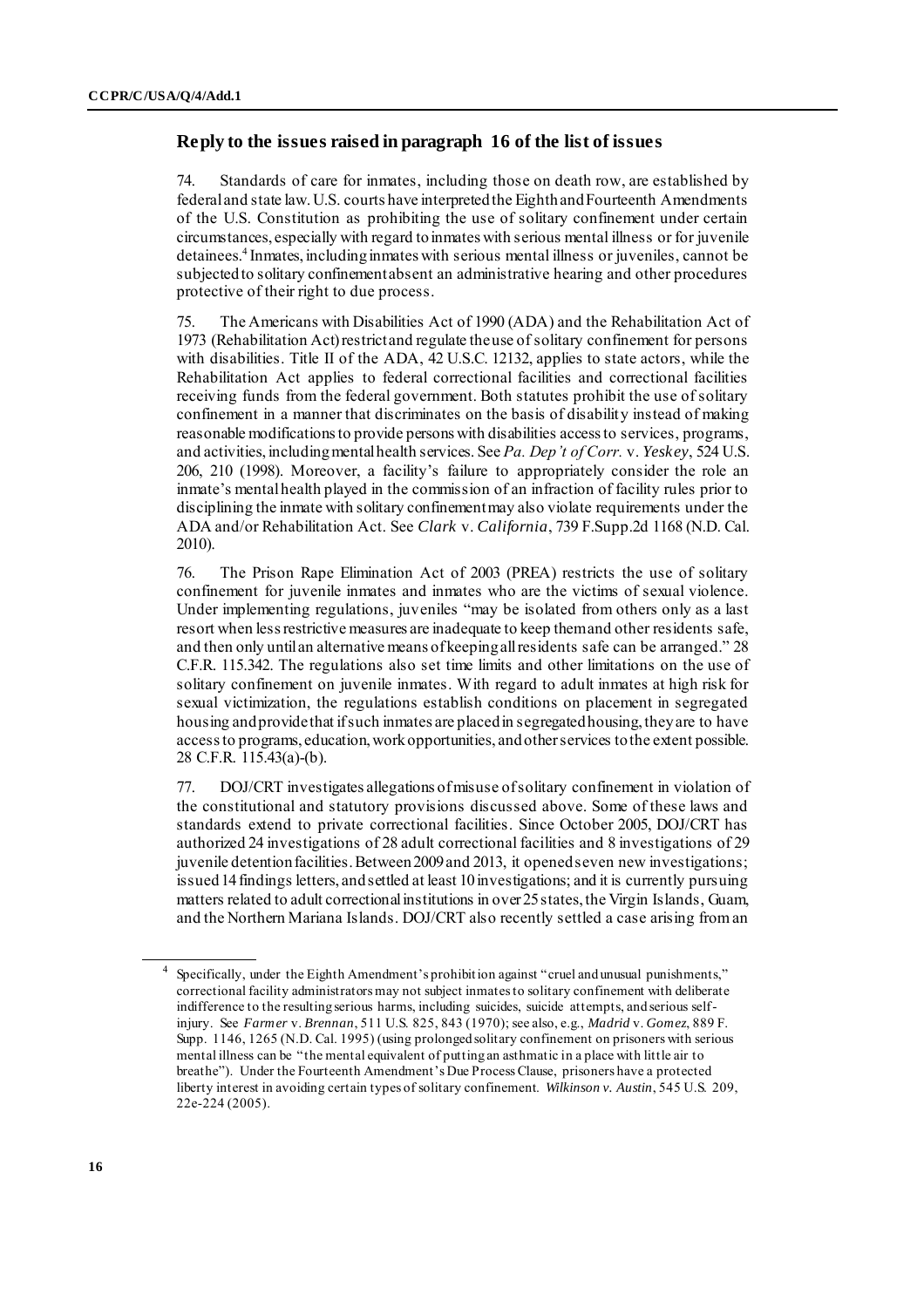## Reply to the issues raised in paragraph 16 of the list of issues

74. Standards of care for inmates, including those on death row, are established by federal and state law. U.S. courts have interpreted the Eighth and Fourteenth Amendments of the U.S. Constitution as prohibiting the use of solitary confinement under certain circumstances, especially with regard to inmates with serious mental illness or for juvenile detainees.[4] Inmates, including inmates with serious mental illness or juveniles, cannot be subjected to solitary confinement absent an administrative hearing and other procedures protective of their right to due process.

75. The Americans with Disabilities Act of 1990 (ADA) and the Rehabilitation Act of 1973 (Rehabilitation Act) restrict and regulate the use of solitary confinement for persons with disabilities. Title II of the ADA, 42 U.S.C. 12132, applies to state actors, while the Rehabilitation Act applies to federal correctional facilities and correctional facilities receiving funds from the federal government. Both statutes prohibit the use of solitary confinement in a manner that discriminates on the basis of disability instead of making reasonable modifications to provide persons with disabilities access to services, programs, and activities, including mental health services. See *Pa. Dep't of Corr.* v. *Yeskey*, 524 U.S. 206, 210 (1998). Moreover, a facility's failure to appropriately consider the role an inmate's mental health played in the commission of an infraction of facility rules prior to disciplining the inmate with solitary confinement may also violate requirements under the ADA and/or Rehabilitation Act. See *Clark* v. *California*, 739 F.Supp.2d 1168 (N.D. Cal. 2010).

76. The Prison Rape Elimination Act of 2003 (PREA) restricts the use of solitary confinement for juvenile inmates and inmates who are the victims of sexual violence. Under implementing regulations, juveniles "may be isolated from others only as a last resort when less restrictive measures are inadequate to keep them and other residents safe, and then only until an alternative means of keeping all residents safe can be arranged." 28 C.F.R. 115.342. The regulations also set time limits and other limitations on the use of solitary confinement on juvenile inmates. With regard to adult inmates at high risk for sexual victimization, the regulations establish conditions on placement in segregated housing and provide that if such inmates are placed in segregated housing, they are to have access to programs, education, work opportunities, and other services to the extent possible. 28 C.F.R. 115.43(a)-(b).

77. DOJ/CRT investigates allegations of misuse of solitary confinement in violation of the constitutional and statutory provisions discussed above. Some of these laws and standards extend to private correctional facilities. Since October 2005, DOJ/CRT has authorized 24 investigations of 28 adult correctional facilities and 8 investigations of 29 juvenile detention facilities. Between 2009 and 2013, it opened seven new investigations; issued 14 findings letters, and settled at least 10 investigations; and it is currently pursuing matters related to adult correctional institutions in over 25 states, the Virgin Islands, Guam, and the Northern Mariana Islands. DOJ/CRT also recently settled a case arising from an

---

[4] Specifically, under the Eighth Amendment's prohibition against "cruel and unusual punishments," correctional facility administrators may not subject inmates to solitary confinement with deliberate indifference to the resulting serious harms, including suicides, suicide attempts, and serious self-injury. See *Farmer* v. *Brennan*, 511 U.S. 825, 843 (1970); see also, e.g., *Madrid* v. *Gomez*, 889 F. Supp. 1146, 1265 (N.D. Cal. 1995) (using prolonged solitary confinement on prisoners with serious mental illness can be "the mental equivalent of putting an asthmatic in a place with little air to breathe"). Under the Fourteenth Amendment's Due Process Clause, prisoners have a protected liberty interest in avoiding certain types of solitary confinement. *Wilkinson v. Austin*, 545 U.S. 209, 22e-224 (2005).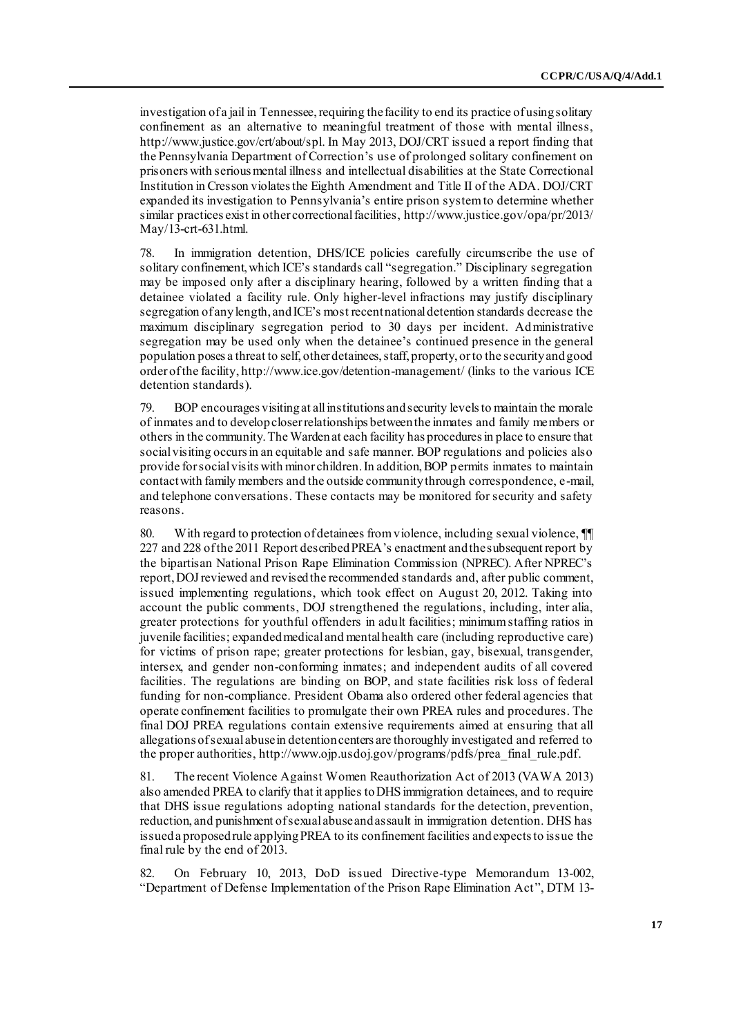investigation of a jail in Tennessee, requiring the facility to end its practice of using solitary confinement as an alternative to meaningful treatment of those with mental illness, http://www.justice.gov/crt/about/spl. In May 2013, DOJ/CRT issued a report finding that the Pennsylvania Department of Correction's use of prolonged solitary confinement on prisoners with serious mental illness and intellectual disabilities at the State Correctional Institution in Cresson violates the Eighth Amendment and Title II of the ADA. DOJ/CRT expanded its investigation to Pennsylvania's entire prison system to determine whether similar practices exist in other correctional facilities, http://www.justice.gov/opa/pr/2013/May/13-crt-631.html.

78. In immigration detention, DHS/ICE policies carefully circumscribe the use of solitary confinement, which ICE's standards call "segregation." Disciplinary segregation may be imposed only after a disciplinary hearing, followed by a written finding that a detainee violated a facility rule. Only higher-level infractions may justify disciplinary segregation of any length, and ICE's most recent national detention standards decrease the maximum disciplinary segregation period to 30 days per incident. Administrative segregation may be used only when the detainee's continued presence in the general population poses a threat to self, other detainees, staff, property, or to the security and good order of the facility, http://www.ice.gov/detention-management/ (links to the various ICE detention standards).

79. BOP encourages visiting at all institutions and security levels to maintain the morale of inmates and to develop closer relationships between the inmates and family members or others in the community. The Warden at each facility has procedures in place to ensure that social visiting occurs in an equitable and safe manner. BOP regulations and policies also provide for social visits with minor children. In addition, BOP permits inmates to maintain contact with family members and the outside community through correspondence, e-mail, and telephone conversations. These contacts may be monitored for security and safety reasons.

80. With regard to protection of detainees from violence, including sexual violence, ¶¶ 227 and 228 of the 2011 Report described PREA's enactment and the subsequent report by the bipartisan National Prison Rape Elimination Commission (NPREC). After NPREC's report, DOJ reviewed and revised the recommended standards and, after public comment, issued implementing regulations, which took effect on August 20, 2012. Taking into account the public comments, DOJ strengthened the regulations, including, inter alia, greater protections for youthful offenders in adult facilities; minimum staffing ratios in juvenile facilities; expanded medical and mental health care (including reproductive care) for victims of prison rape; greater protections for lesbian, gay, bisexual, transgender, intersex, and gender non-conforming inmates; and independent audits of all covered facilities. The regulations are binding on BOP, and state facilities risk loss of federal funding for non-compliance. President Obama also ordered other federal agencies that operate confinement facilities to promulgate their own PREA rules and procedures. The final DOJ PREA regulations contain extensive requirements aimed at ensuring that all allegations of sexual abuse in detention centers are thoroughly investigated and referred to the proper authorities, http://www.ojp.usdoj.gov/programs/pdfs/prea_final_rule.pdf.

81. The recent Violence Against Women Reauthorization Act of 2013 (VAWA 2013) also amended PREA to clarify that it applies to DHS immigration detainees, and to require that DHS issue regulations adopting national standards for the detection, prevention, reduction, and punishment of sexual abuse and assault in immigration detention. DHS has issued a proposed rule applying PREA to its confinement facilities and expects to issue the final rule by the end of 2013.

82. On February 10, 2013, DoD issued Directive-type Memorandum 13-002, "Department of Defense Implementation of the Prison Rape Elimination Act", DTM 13-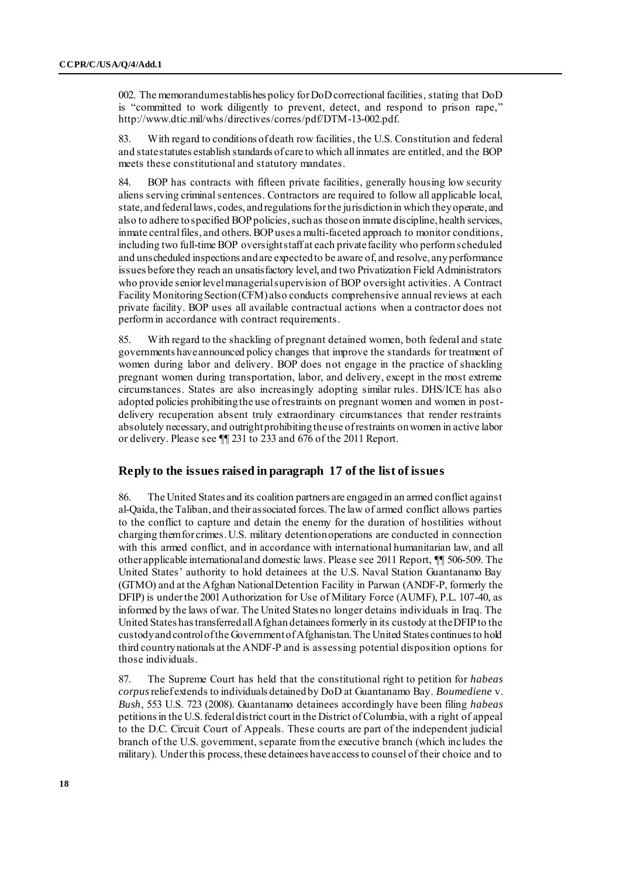002. The memorandum establishes policy for DoD correctional facilities, stating that DoD is "committed to work diligently to prevent, detect, and respond to prison rape," http://www.dtic.mil/whs/directives/corres/pdf/DTM-13-002.pdf.

83. With regard to conditions of death row facilities, the U.S. Constitution and federal and state statutes establish standards of care to which all inmates are entitled, and the BOP meets these constitutional and statutory mandates.

84. BOP has contracts with fifteen private facilities, generally housing low security aliens serving criminal sentences. Contractors are required to follow all applicable local, state, and federal laws, codes, and regulations for the jurisdiction in which they operate, and also to adhere to specified BOP policies, such as those on inmate discipline, health services, inmate central files, and others. BOP uses a multi-faceted approach to monitor conditions, including two full-time BOP oversight staff at each private facility who perform scheduled and unscheduled inspections and are expected to be aware of, and resolve, any performance issues before they reach an unsatisfactory level, and two Privatization Field Administrators who provide senior level managerial supervision of BOP oversight activities. A Contract Facility Monitoring Section (CFM) also conducts comprehensive annual reviews at each private facility. BOP uses all available contractual actions when a contractor does not perform in accordance with contract requirements.

85. With regard to the shackling of pregnant detained women, both federal and state governments have announced policy changes that improve the standards for treatment of women during labor and delivery. BOP does not engage in the practice of shackling pregnant women during transportation, labor, and delivery, except in the most extreme circumstances. States are also increasingly adopting similar rules. DHS/ICE has also adopted policies prohibiting the use of restraints on pregnant women and women in post-delivery recuperation absent truly extraordinary circumstances that render restraints absolutely necessary, and outright prohibiting the use of restraints on women in active labor or delivery. Please see ¶¶ 231 to 233 and 676 of the 2011 Report.

## Reply to the issues raised in paragraph 17 of the list of issues

86. The United States and its coalition partners are engaged in an armed conflict against al-Qaida, the Taliban, and their associated forces. The law of armed conflict allows parties to the conflict to capture and detain the enemy for the duration of hostilities without charging them for crimes. U.S. military detention operations are conducted in connection with this armed conflict, and in accordance with international humanitarian law, and all other applicable international and domestic laws. Please see 2011 Report, ¶¶ 506-509. The United States' authority to hold detainees at the U.S. Naval Station Guantanamo Bay (GTMO) and at the Afghan National Detention Facility in Parwan (ANDF-P, formerly the DFIP) is under the 2001 Authorization for Use of Military Force (AUMF), P.L. 107-40, as informed by the laws of war. The United States no longer detains individuals in Iraq. The United States has transferred all Afghan detainees formerly in its custody at the DFIP to the custody and control of the Government of Afghanistan. The United States continues to hold third country nationals at the ANDF-P and is assessing potential disposition options for those individuals.

87. The Supreme Court has held that the constitutional right to petition for *habeas corpus* relief extends to individuals detained by DoD at Guantanamo Bay. *Boumediene* v. *Bush*, 553 U.S. 723 (2008). Guantanamo detainees accordingly have been filing *habeas* petitions in the U.S. federal district court in the District of Columbia, with a right of appeal to the D.C. Circuit Court of Appeals. These courts are part of the independent judicial branch of the U.S. government, separate from the executive branch (which includes the military). Under this process, these detainees have access to counsel of their choice and to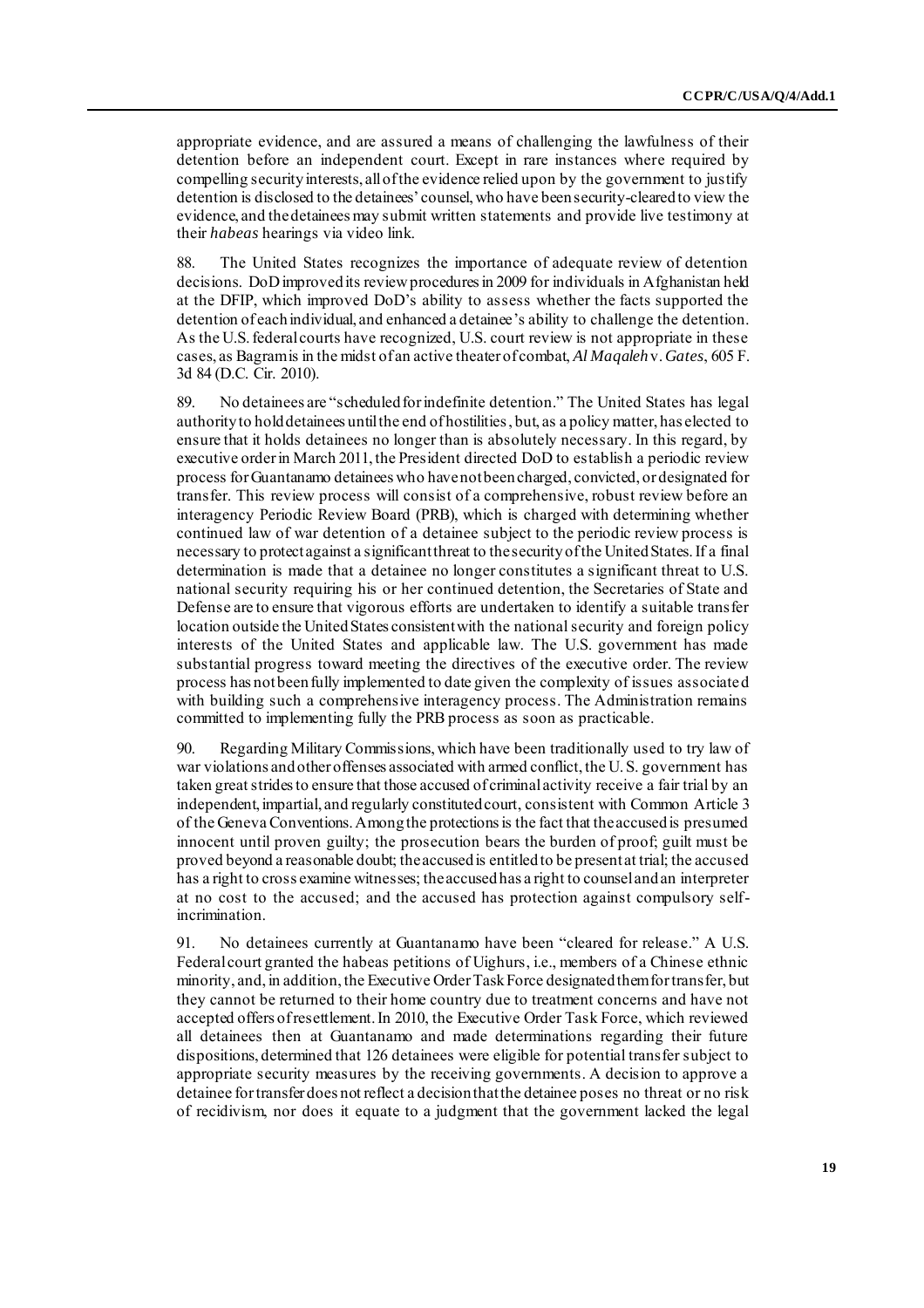appropriate evidence, and are assured a means of challenging the lawfulness of their detention before an independent court. Except in rare instances where required by compelling security interests, all of the evidence relied upon by the government to justify detention is disclosed to the detainees' counsel, who have been security-cleared to view the evidence, and the detainees may submit written statements and provide live testimony at their *habeas* hearings via video link.

88. The United States recognizes the importance of adequate review of detention decisions. DoD improved its review procedures in 2009 for individuals in Afghanistan held at the DFIP, which improved DoD's ability to assess whether the facts supported the detention of each individual, and enhanced a detainee's ability to challenge the detention. As the U.S. federal courts have recognized, U.S. court review is not appropriate in these cases, as Bagram is in the midst of an active theater of combat, *Al Maqaleh* v. *Gates*, 605 F. 3d 84 (D.C. Cir. 2010).

89. No detainees are "scheduled for indefinite detention." The United States has legal authority to hold detainees until the end of hostilities, but, as a policy matter, has elected to ensure that it holds detainees no longer than is absolutely necessary. In this regard, by executive order in March 2011, the President directed DoD to establish a periodic review process for Guantanamo detainees who have not been charged, convicted, or designated for transfer. This review process will consist of a comprehensive, robust review before an interagency Periodic Review Board (PRB), which is charged with determining whether continued law of war detention of a detainee subject to the periodic review process is necessary to protect against a significant threat to the security of the United States. If a final determination is made that a detainee no longer constitutes a significant threat to U.S. national security requiring his or her continued detention, the Secretaries of State and Defense are to ensure that vigorous efforts are undertaken to identify a suitable transfer location outside the United States consistent with the national security and foreign policy interests of the United States and applicable law. The U.S. government has made substantial progress toward meeting the directives of the executive order. The review process has not been fully implemented to date given the complexity of issues associated with building such a comprehensive interagency process. The Administration remains committed to implementing fully the PRB process as soon as practicable.

90. Regarding Military Commissions, which have been traditionally used to try law of war violations and other offenses associated with armed conflict, the U. S. government has taken great strides to ensure that those accused of criminal activity receive a fair trial by an independent, impartial, and regularly constituted court, consistent with Common Article 3 of the Geneva Conventions. Among the protections is the fact that the accused is presumed innocent until proven guilty; the prosecution bears the burden of proof; guilt must be proved beyond a reasonable doubt; the accused is entitled to be present at trial; the accused has a right to cross examine witnesses; the accused has a right to counsel and an interpreter at no cost to the accused; and the accused has protection against compulsory self-incrimination.

91. No detainees currently at Guantanamo have been "cleared for release." A U.S. Federal court granted the habeas petitions of Uighurs, i.e., members of a Chinese ethnic minority, and, in addition, the Executive Order Task Force designated them for transfer, but they cannot be returned to their home country due to treatment concerns and have not accepted offers of resettlement. In 2010, the Executive Order Task Force, which reviewed all detainees then at Guantanamo and made determinations regarding their future dispositions, determined that 126 detainees were eligible for potential transfer subject to appropriate security measures by the receiving governments. A decision to approve a detainee for transfer does not reflect a decision that the detainee poses no threat or no risk of recidivism, nor does it equate to a judgment that the government lacked the legal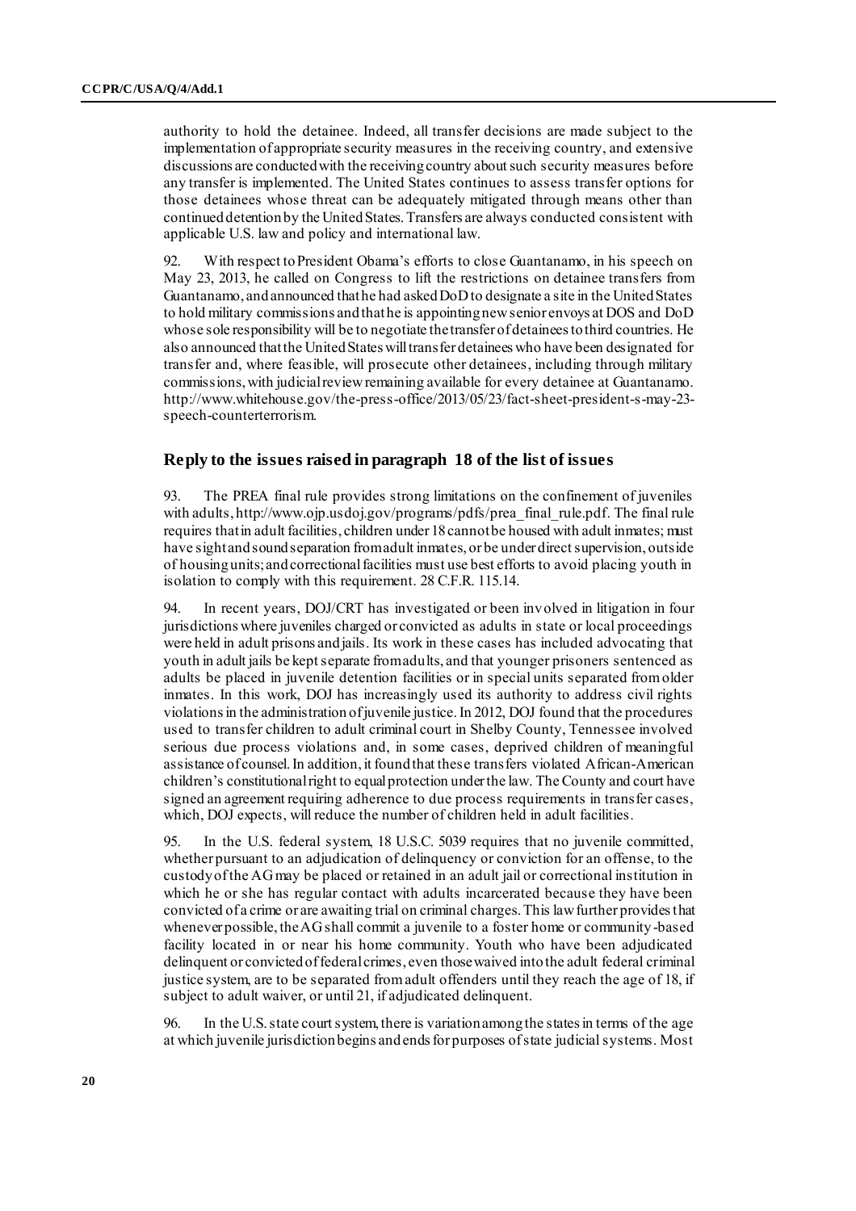authority to hold the detainee. Indeed, all transfer decisions are made subject to the implementation of appropriate security measures in the receiving country, and extensive discussions are conducted with the receiving country about such security measures before any transfer is implemented. The United States continues to assess transfer options for those detainees whose threat can be adequately mitigated through means other than continued detention by the United States. Transfers are always conducted consistent with applicable U.S. law and policy and international law.

92. With respect to President Obama's efforts to close Guantanamo, in his speech on May 23, 2013, he called on Congress to lift the restrictions on detainee transfers from Guantanamo, and announced that he had asked DoD to designate a site in the United States to hold military commissions and that he is appointing new senior envoys at DOS and DoD whose sole responsibility will be to negotiate the transfer of detainees to third countries. He also announced that the United States will transfer detainees who have been designated for transfer and, where feasible, will prosecute other detainees, including through military commissions, with judicial review remaining available for every detainee at Guantanamo. http://www.whitehouse.gov/the-press-office/2013/05/23/fact-sheet-president-s-may-23-speech-counterterrorism.

## Reply to the issues raised in paragraph 18 of the list of issues

93. The PREA final rule provides strong limitations on the confinement of juveniles with adults, http://www.ojp.usdoj.gov/programs/pdfs/prea_final_rule.pdf. The final rule requires that in adult facilities, children under 18 cannot be housed with adult inmates; must have sight and sound separation from adult inmates, or be under direct supervision, outside of housing units; and correctional facilities must use best efforts to avoid placing youth in isolation to comply with this requirement. 28 C.F.R. 115.14.

94. In recent years, DOJ/CRT has investigated or been involved in litigation in four jurisdictions where juveniles charged or convicted as adults in state or local proceedings were held in adult prisons and jails. Its work in these cases has included advocating that youth in adult jails be kept separate from adults, and that younger prisoners sentenced as adults be placed in juvenile detention facilities or in special units separated from older inmates. In this work, DOJ has increasingly used its authority to address civil rights violations in the administration of juvenile justice. In 2012, DOJ found that the procedures used to transfer children to adult criminal court in Shelby County, Tennessee involved serious due process violations and, in some cases, deprived children of meaningful assistance of counsel. In addition, it found that these transfers violated African-American children's constitutional right to equal protection under the law. The County and court have signed an agreement requiring adherence to due process requirements in transfer cases, which, DOJ expects, will reduce the number of children held in adult facilities.

95. In the U.S. federal system, 18 U.S.C. 5039 requires that no juvenile committed, whether pursuant to an adjudication of delinquency or conviction for an offense, to the custody of the AG may be placed or retained in an adult jail or correctional institution in which he or she has regular contact with adults incarcerated because they have been convicted of a crime or are awaiting trial on criminal charges. This law further provides that whenever possible, the AG shall commit a juvenile to a foster home or community-based facility located in or near his home community. Youth who have been adjudicated delinquent or convicted of federal crimes, even those waived into the adult federal criminal justice system, are to be separated from adult offenders until they reach the age of 18, if subject to adult waiver, or until 21, if adjudicated delinquent.

96. In the U.S. state court system, there is variation among the states in terms of the age at which juvenile jurisdiction begins and ends for purposes of state judicial systems. Most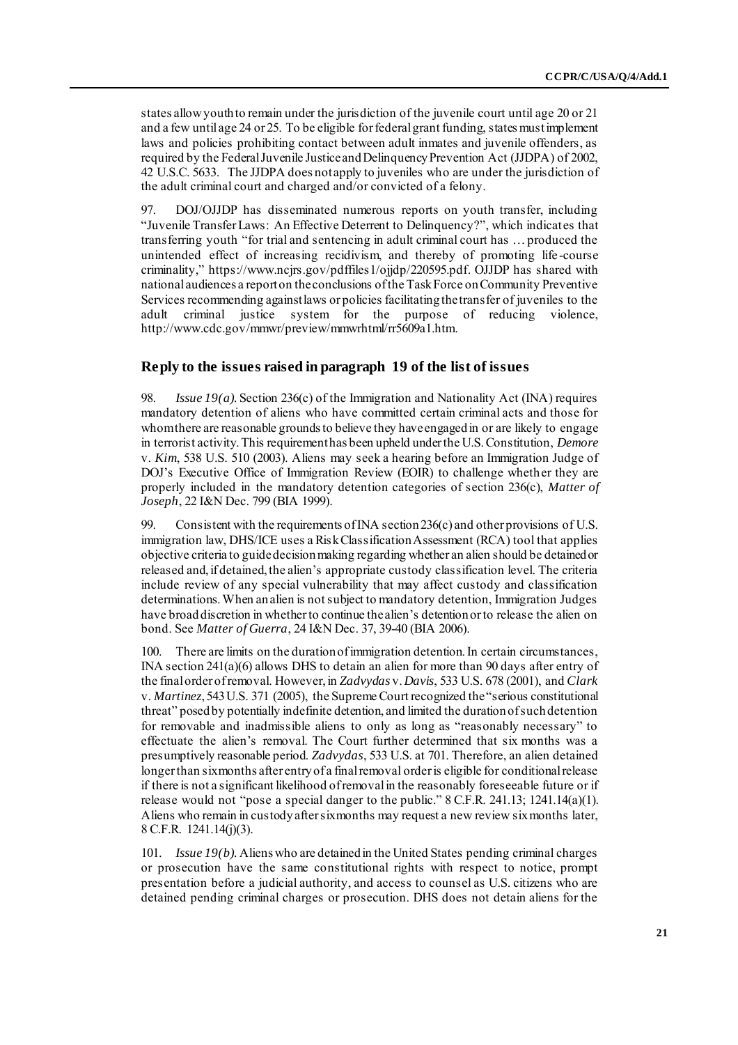states allow youth to remain under the jurisdiction of the juvenile court until age 20 or 21 and a few until age 24 or 25. To be eligible for federal grant funding, states must implement laws and policies prohibiting contact between adult inmates and juvenile offenders, as required by the Federal Juvenile Justice and Delinquency Prevention Act (JJDPA) of 2002, 42 U.S.C. 5633. The JJDPA does not apply to juveniles who are under the jurisdiction of the adult criminal court and charged and/or convicted of a felony.

97. DOJ/OJJDP has disseminated numerous reports on youth transfer, including "Juvenile Transfer Laws: An Effective Deterrent to Delinquency?", which indicates that transferring youth "for trial and sentencing in adult criminal court has … produced the unintended effect of increasing recidivism, and thereby of promoting life-course criminality," https://www.ncjrs.gov/pdffiles1/ojjdp/220595.pdf. OJJDP has shared with national audiences a report on the conclusions of the Task Force on Community Preventive Services recommending against laws or policies facilitating the transfer of juveniles to the adult criminal justice system for the purpose of reducing violence, http://www.cdc.gov/mmwr/preview/mmwrhtml/rr5609a1.htm.

## Reply to the issues raised in paragraph 19 of the list of issues

98. *Issue 19(a).* Section 236(c) of the Immigration and Nationality Act (INA) requires mandatory detention of aliens who have committed certain criminal acts and those for whom there are reasonable grounds to believe they have engaged in or are likely to engage in terrorist activity. This requirement has been upheld under the U.S. Constitution, *Demore* v. *Kim*, 538 U.S. 510 (2003). Aliens may seek a hearing before an Immigration Judge of DOJ's Executive Office of Immigration Review (EOIR) to challenge whether they are properly included in the mandatory detention categories of section 236(c), *Matter of Joseph*, 22 I&N Dec. 799 (BIA 1999).

99. Consistent with the requirements of INA section 236(c) and other provisions of U.S. immigration law, DHS/ICE uses a Risk Classification Assessment (RCA) tool that applies objective criteria to guide decision making regarding whether an alien should be detained or released and, if detained, the alien's appropriate custody classification level. The criteria include review of any special vulnerability that may affect custody and classification determinations. When an alien is not subject to mandatory detention, Immigration Judges have broad discretion in whether to continue the alien's detention or to release the alien on bond. See *Matter of Guerra*, 24 I&N Dec. 37, 39-40 (BIA 2006).

100. There are limits on the duration of immigration detention. In certain circumstances, INA section 241(a)(6) allows DHS to detain an alien for more than 90 days after entry of the final order of removal. However, in *Zadvydas* v. *Davis*, 533 U.S. 678 (2001), and *Clark* v. *Martinez*, 543 U.S. 371 (2005), the Supreme Court recognized the "serious constitutional threat" posed by potentially indefinite detention, and limited the duration of such detention for removable and inadmissible aliens to only as long as "reasonably necessary" to effectuate the alien's removal. The Court further determined that six months was a presumptively reasonable period. *Zadvydas*, 533 U.S. at 701. Therefore, an alien detained longer than six months after entry of a final removal order is eligible for conditional release if there is not a significant likelihood of removal in the reasonably foreseeable future or if release would not "pose a special danger to the public." 8 C.F.R. 241.13; 1241.14(a)(1). Aliens who remain in custody after six months may request a new review six months later, 8 C.F.R. 1241.14(j)(3).

101. *Issue 19(b).* Aliens who are detained in the United States pending criminal charges or prosecution have the same constitutional rights with respect to notice, prompt presentation before a judicial authority, and access to counsel as U.S. citizens who are detained pending criminal charges or prosecution. DHS does not detain aliens for the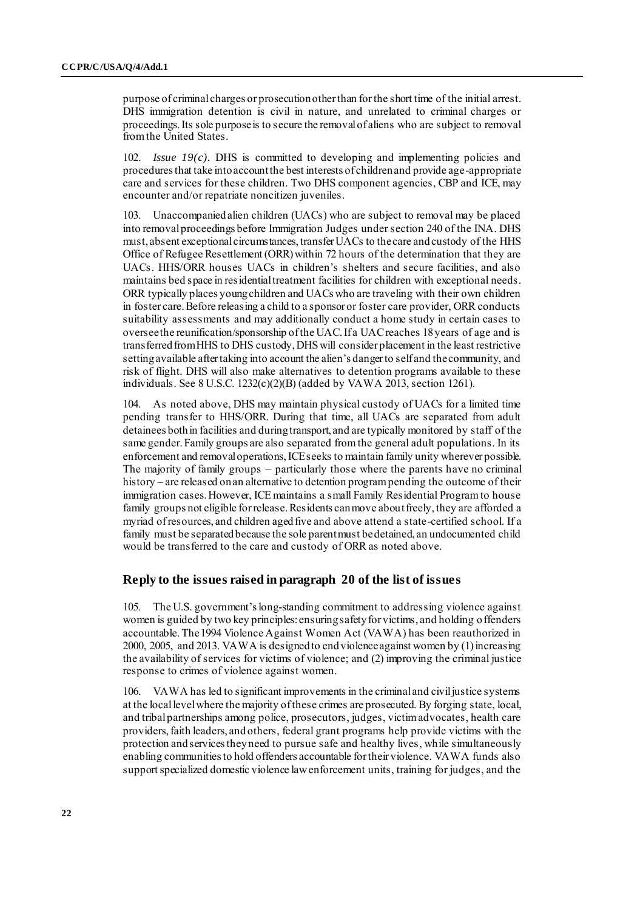purpose of criminal charges or prosecution other than for the short time of the initial arrest. DHS immigration detention is civil in nature, and unrelated to criminal charges or proceedings. Its sole purpose is to secure the removal of aliens who are subject to removal from the United States.

102. *Issue 19(c)*. DHS is committed to developing and implementing policies and procedures that take into account the best interests of children and provide age-appropriate care and services for these children. Two DHS component agencies, CBP and ICE, may encounter and/or repatriate noncitizen juveniles.

103. Unaccompanied alien children (UACs) who are subject to removal may be placed into removal proceedings before Immigration Judges under section 240 of the INA. DHS must, absent exceptional circumstances, transfer UACs to the care and custody of the HHS Office of Refugee Resettlement (ORR) within 72 hours of the determination that they are UACs. HHS/ORR houses UACs in children's shelters and secure facilities, and also maintains bed space in residential treatment facilities for children with exceptional needs. ORR typically places young children and UACs who are traveling with their own children in foster care. Before releasing a child to a sponsor or foster care provider, ORR conducts suitability assessments and may additionally conduct a home study in certain cases to oversee the reunification/sponsorship of the UAC. If a UAC reaches 18 years of age and is transferred from HHS to DHS custody, DHS will consider placement in the least restrictive setting available after taking into account the alien's danger to self and the community, and risk of flight. DHS will also make alternatives to detention programs available to these individuals. See 8 U.S.C. 1232(c)(2)(B) (added by VAWA 2013, section 1261).

104. As noted above, DHS may maintain physical custody of UACs for a limited time pending transfer to HHS/ORR. During that time, all UACs are separated from adult detainees both in facilities and during transport, and are typically monitored by staff of the same gender. Family groups are also separated from the general adult populations. In its enforcement and removal operations, ICE seeks to maintain family unity wherever possible. The majority of family groups – particularly those where the parents have no criminal history – are released on an alternative to detention program pending the outcome of their immigration cases. However, ICE maintains a small Family Residential Program to house family groups not eligible for release. Residents can move about freely, they are afforded a myriad of resources, and children aged five and above attend a state-certified school. If a family must be separated because the sole parent must be detained, an undocumented child would be transferred to the care and custody of ORR as noted above.

## Reply to the issues raised in paragraph 20 of the list of issues

105. The U.S. government's long-standing commitment to addressing violence against women is guided by two key principles: ensuring safety for victims, and holding offenders accountable. The 1994 Violence Against Women Act (VAWA) has been reauthorized in 2000, 2005, and 2013. VAWA is designed to end violence against women by (1) increasing the availability of services for victims of violence; and (2) improving the criminal justice response to crimes of violence against women.

106. VAWA has led to significant improvements in the criminal and civil justice systems at the local level where the majority of these crimes are prosecuted. By forging state, local, and tribal partnerships among police, prosecutors, judges, victim advocates, health care providers, faith leaders, and others, federal grant programs help provide victims with the protection and services they need to pursue safe and healthy lives, while simultaneously enabling communities to hold offenders accountable for their violence. VAWA funds also support specialized domestic violence law enforcement units, training for judges, and the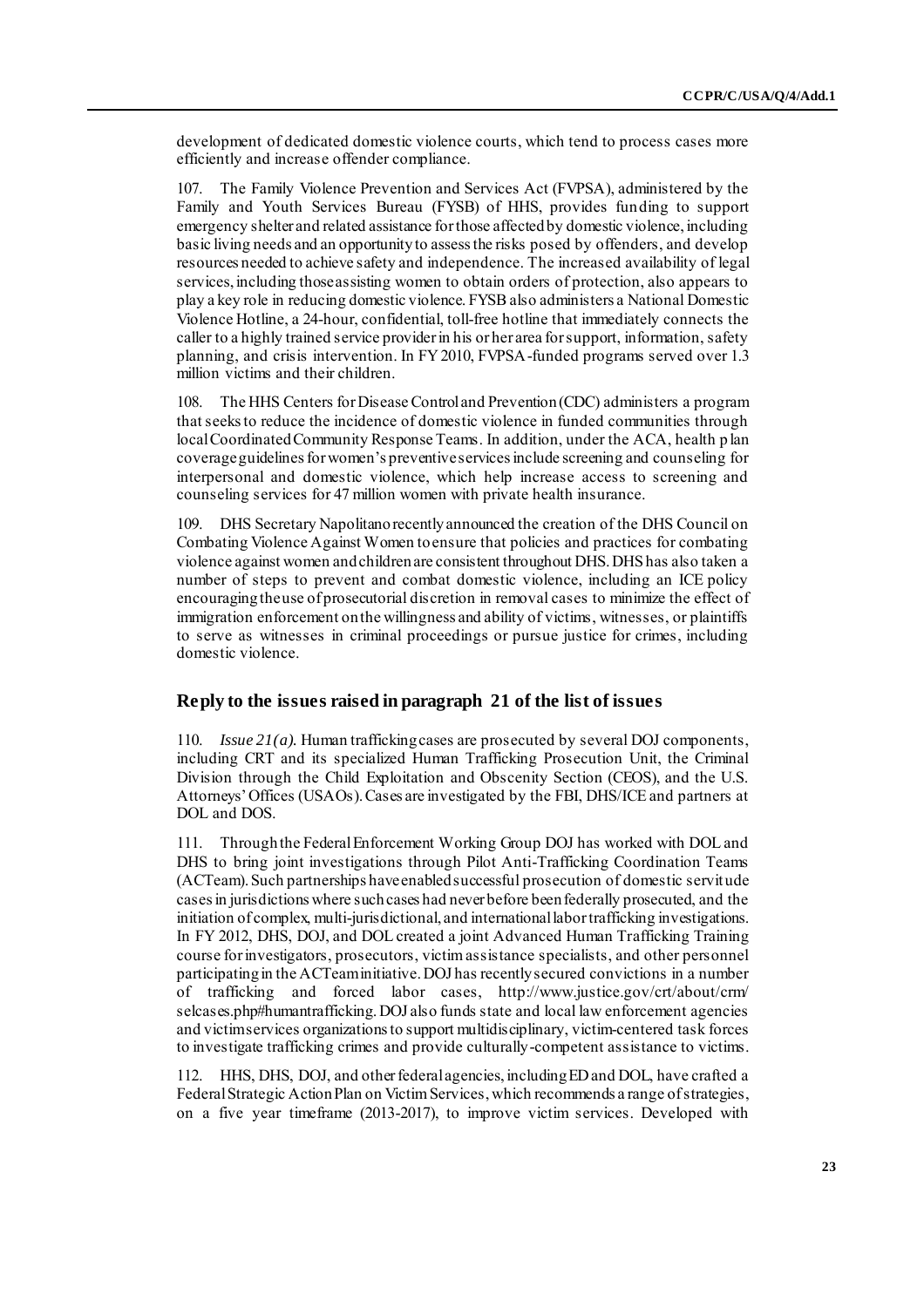development of dedicated domestic violence courts, which tend to process cases more efficiently and increase offender compliance.

107. The Family Violence Prevention and Services Act (FVPSA), administered by the Family and Youth Services Bureau (FYSB) of HHS, provides funding to support emergency shelter and related assistance for those affected by domestic violence, including basic living needs and an opportunity to assess the risks posed by offenders, and develop resources needed to achieve safety and independence. The increased availability of legal services, including those assisting women to obtain orders of protection, also appears to play a key role in reducing domestic violence. FYSB also administers a National Domestic Violence Hotline, a 24-hour, confidential, toll-free hotline that immediately connects the caller to a highly trained service provider in his or her area for support, information, safety planning, and crisis intervention. In FY 2010, FVPSA-funded programs served over 1.3 million victims and their children.

108. The HHS Centers for Disease Control and Prevention (CDC) administers a program that seeks to reduce the incidence of domestic violence in funded communities through local Coordinated Community Response Teams. In addition, under the ACA, health plan coverage guidelines for women's preventive services include screening and counseling for interpersonal and domestic violence, which help increase access to screening and counseling services for 47 million women with private health insurance.

109. DHS Secretary Napolitano recently announced the creation of the DHS Council on Combating Violence Against Women to ensure that policies and practices for combating violence against women and children are consistent throughout DHS. DHS has also taken a number of steps to prevent and combat domestic violence, including an ICE policy encouraging the use of prosecutorial discretion in removal cases to minimize the effect of immigration enforcement on the willingness and ability of victims, witnesses, or plaintiffs to serve as witnesses in criminal proceedings or pursue justice for crimes, including domestic violence.

## Reply to the issues raised in paragraph 21 of the list of issues

110. *Issue 21(a).* Human trafficking cases are prosecuted by several DOJ components, including CRT and its specialized Human Trafficking Prosecution Unit, the Criminal Division through the Child Exploitation and Obscenity Section (CEOS), and the U.S. Attorneys' Offices (USAOs). Cases are investigated by the FBI, DHS/ICE and partners at DOL and DOS.

111. Through the Federal Enforcement Working Group DOJ has worked with DOL and DHS to bring joint investigations through Pilot Anti-Trafficking Coordination Teams (ACTeam). Such partnerships have enabled successful prosecution of domestic servitude cases in jurisdictions where such cases had never before been federally prosecuted, and the initiation of complex, multi-jurisdictional, and international labor trafficking investigations. In FY 2012, DHS, DOJ, and DOL created a joint Advanced Human Trafficking Training course for investigators, prosecutors, victim assistance specialists, and other personnel participating in the ACTeam initiative. DOJ has recently secured convictions in a number of trafficking and forced labor cases, http://www.justice.gov/crt/about/crm/selcases.php#humantrafficking. DOJ also funds state and local law enforcement agencies and victim services organizations to support multidisciplinary, victim-centered task forces to investigate trafficking crimes and provide culturally-competent assistance to victims.

112. HHS, DHS, DOJ, and other federal agencies, including ED and DOL, have crafted a Federal Strategic Action Plan on Victim Services, which recommends a range of strategies, on a five year timeframe (2013-2017), to improve victim services. Developed with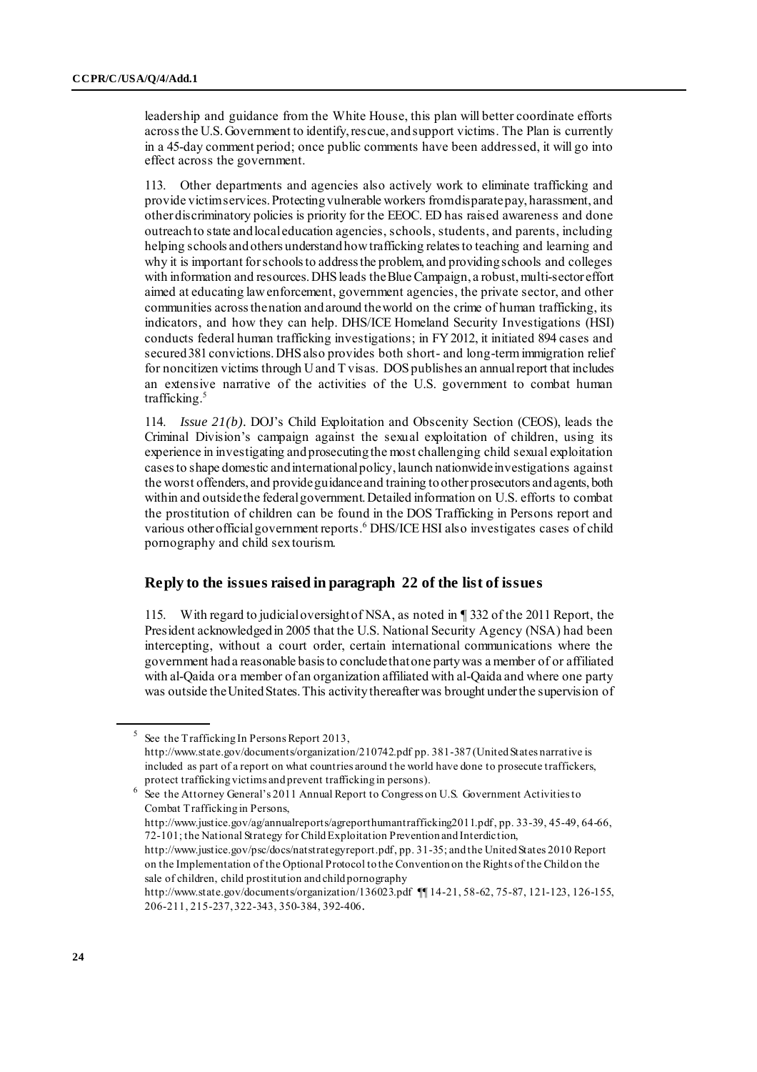leadership and guidance from the White House, this plan will better coordinate efforts across the U.S. Government to identify, rescue, and support victims. The Plan is currently in a 45-day comment period; once public comments have been addressed, it will go into effect across the government.

113. Other departments and agencies also actively work to eliminate trafficking and provide victim services. Protecting vulnerable workers from disparate pay, harassment, and other discriminatory policies is priority for the EEOC. ED has raised awareness and done outreach to state and local education agencies, schools, students, and parents, including helping schools and others understand how trafficking relates to teaching and learning and why it is important for schools to address the problem, and providing schools and colleges with information and resources. DHS leads the Blue Campaign, a robust, multi-sector effort aimed at educating law enforcement, government agencies, the private sector, and other communities across the nation and around the world on the crime of human trafficking, its indicators, and how they can help. DHS/ICE Homeland Security Investigations (HSI) conducts federal human trafficking investigations; in FY 2012, it initiated 894 cases and secured 381 convictions. DHS also provides both short- and long-term immigration relief for noncitizen victims through U and T visas. DOS publishes an annual report that includes an extensive narrative of the activities of the U.S. government to combat human trafficking.[5]

114. *Issue 21(b)*. DOJ's Child Exploitation and Obscenity Section (CEOS), leads the Criminal Division's campaign against the sexual exploitation of children, using its experience in investigating and prosecuting the most challenging child sexual exploitation cases to shape domestic and international policy, launch nationwide investigations against the worst offenders, and provide guidance and training to other prosecutors and agents, both within and outside the federal government. Detailed information on U.S. efforts to combat the prostitution of children can be found in the DOS Trafficking in Persons report and various other official government reports.[6] DHS/ICE HSI also investigates cases of child pornography and child sex tourism.

## Reply to the issues raised in paragraph 22 of the list of issues

115. With regard to judicial oversight of NSA, as noted in ¶ 332 of the 2011 Report, the President acknowledged in 2005 that the U.S. National Security Agency (NSA) had been intercepting, without a court order, certain international communications where the government had a reasonable basis to conclude that one party was a member of or affiliated with al-Qaida or a member of an organization affiliated with al-Qaida and where one party was outside the United States. This activity thereafter was brought under the supervision of

---

[5] See the Trafficking In Persons Report 2013, http://www.state.gov/documents/organization/210742.pdf pp. 381-387 (United States narrative is included as part of a report on what countries around the world have done to prosecute traffickers, protect trafficking victims and prevent trafficking in persons).

[6] See the Attorney General's 2011 Annual Report to Congress on U.S. Government Activities to Combat Trafficking in Persons, http://www.justice.gov/ag/annualreports/agreporthumantrafficking2011.pdf, pp. 33-39, 45-49, 64-66, 72-101; the National Strategy for Child Exploitation Prevention and Interdiction, http://www.justice.gov/psc/docs/natstrategyreport.pdf, pp. 31-35; and the United States 2010 Report on the Implementation of the Optional Protocol to the Convention on the Rights of the Child on the sale of children, child prostitution and child pornography http://www.state.gov/documents/organization/136023.pdf ¶¶ 14-21, 58-62, 75-87, 121-123, 126-155, 206-211, 215-237, 322-343, 350-384, 392-406.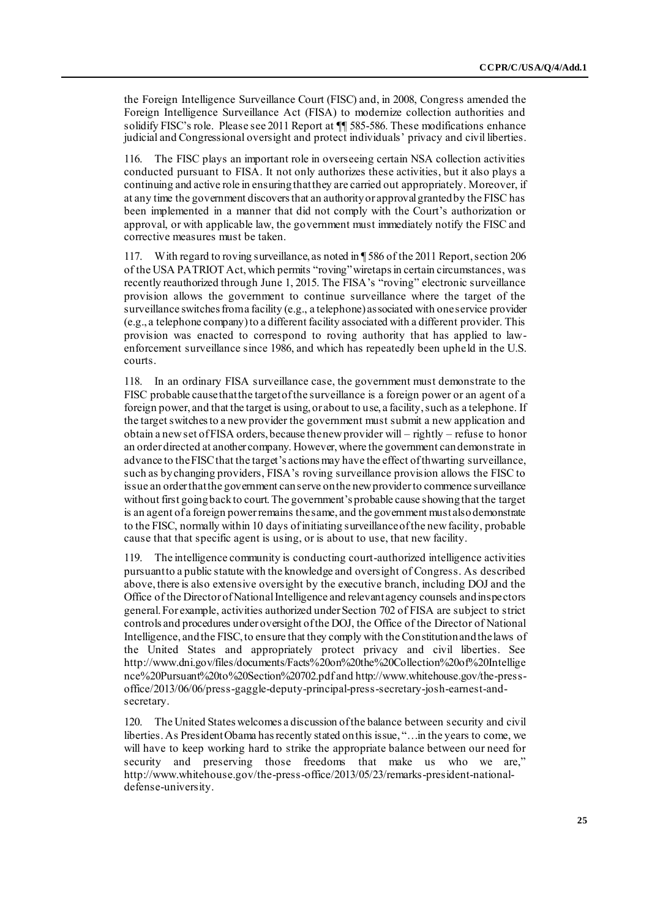the Foreign Intelligence Surveillance Court (FISC) and, in 2008, Congress amended the Foreign Intelligence Surveillance Act (FISA) to modernize collection authorities and solidify FISC's role. Please see 2011 Report at ¶¶ 585-586. These modifications enhance judicial and Congressional oversight and protect individuals' privacy and civil liberties.

116. The FISC plays an important role in overseeing certain NSA collection activities conducted pursuant to FISA. It not only authorizes these activities, but it also plays a continuing and active role in ensuring that they are carried out appropriately. Moreover, if at any time the government discovers that an authority or approval granted by the FISC has been implemented in a manner that did not comply with the Court's authorization or approval, or with applicable law, the government must immediately notify the FISC and corrective measures must be taken.

117. With regard to roving surveillance, as noted in ¶ 586 of the 2011 Report, section 206 of the USA PATRIOT Act, which permits "roving" wiretaps in certain circumstances, was recently reauthorized through June 1, 2015. The FISA's "roving" electronic surveillance provision allows the government to continue surveillance where the target of the surveillance switches from a facility (e.g., a telephone) associated with one service provider (e.g., a telephone company) to a different facility associated with a different provider. This provision was enacted to correspond to roving authority that has applied to law-enforcement surveillance since 1986, and which has repeatedly been upheld in the U.S. courts.

118. In an ordinary FISA surveillance case, the government must demonstrate to the FISC probable cause that the target of the surveillance is a foreign power or an agent of a foreign power, and that the target is using, or about to use, a facility, such as a telephone. If the target switches to a new provider the government must submit a new application and obtain a new set of FISA orders, because the new provider will – rightly – refuse to honor an order directed at another company. However, where the government can demonstrate in advance to the FISC that the target's actions may have the effect of thwarting surveillance, such as by changing providers, FISA's roving surveillance provision allows the FISC to issue an order that the government can serve on the new provider to commence surveillance without first going back to court. The government's probable cause showing that the target is an agent of a foreign power remains the same, and the government must also demonstrate to the FISC, normally within 10 days of initiating surveillance of the new facility, probable cause that that specific agent is using, or is about to use, that new facility.

119. The intelligence community is conducting court-authorized intelligence activities pursuant to a public statute with the knowledge and oversight of Congress. As described above, there is also extensive oversight by the executive branch, including DOJ and the Office of the Director of National Intelligence and relevant agency counsels and inspectors general. For example, activities authorized under Section 702 of FISA are subject to strict controls and procedures under oversight of the DOJ, the Office of the Director of National Intelligence, and the FISC, to ensure that they comply with the Constitution and the laws of the United States and appropriately protect privacy and civil liberties. See http://www.dni.gov/files/documents/Facts%20on%20the%20Collection%20of%20Intelligence%20Pursuant%20to%20Section%20702.pdf and http://www.whitehouse.gov/the-press-office/2013/06/06/press-gaggle-deputy-principal-press-secretary-josh-earnest-and-secretary.

120. The United States welcomes a discussion of the balance between security and civil liberties. As President Obama has recently stated on this issue, "…in the years to come, we will have to keep working hard to strike the appropriate balance between our need for security and preserving those freedoms that make us who we are," http://www.whitehouse.gov/the-press-office/2013/05/23/remarks-president-national-defense-university.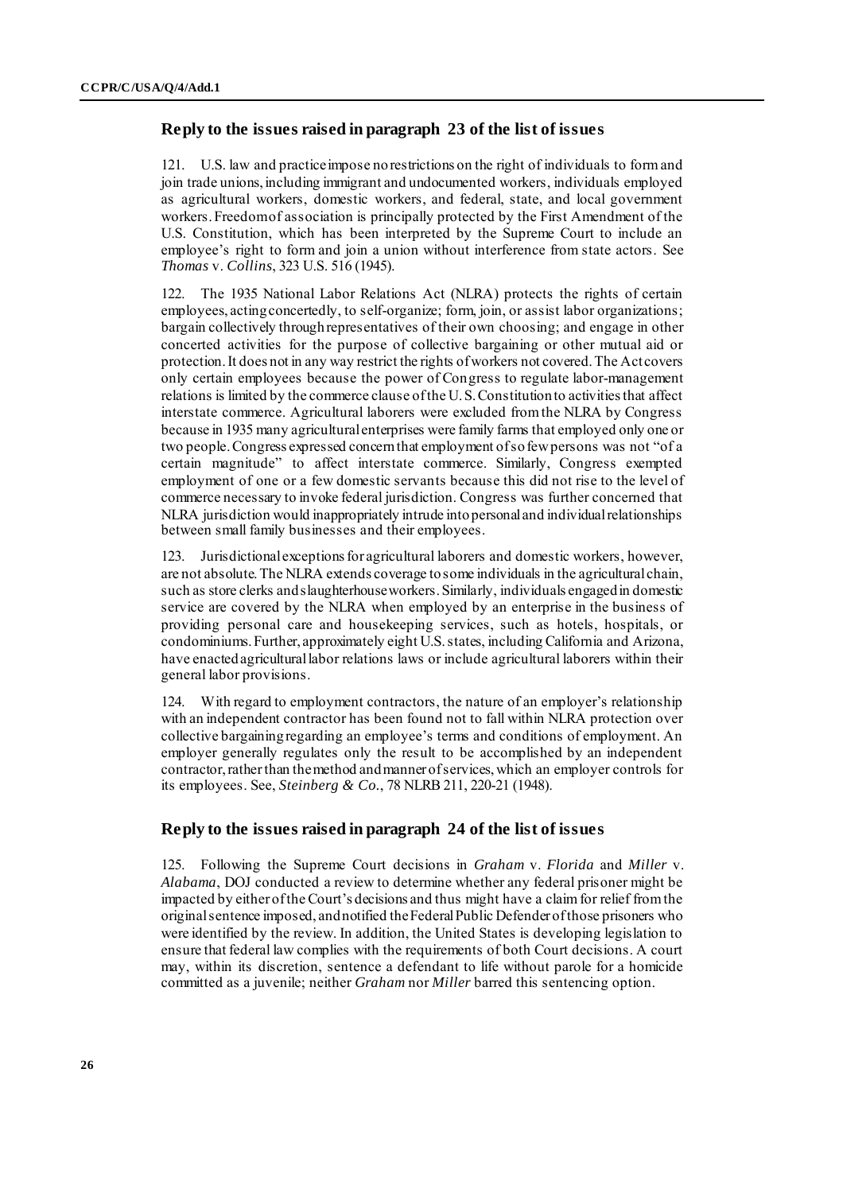## Reply to the issues raised in paragraph 23 of the list of issues

121. U.S. law and practice impose no restrictions on the right of individuals to form and join trade unions, including immigrant and undocumented workers, individuals employed as agricultural workers, domestic workers, and federal, state, and local government workers. Freedom of association is principally protected by the First Amendment of the U.S. Constitution, which has been interpreted by the Supreme Court to include an employee's right to form and join a union without interference from state actors. See *Thomas* v. *Collins*, 323 U.S. 516 (1945).

122. The 1935 National Labor Relations Act (NLRA) protects the rights of certain employees, acting concertedly, to self-organize; form, join, or assist labor organizations; bargain collectively through representatives of their own choosing; and engage in other concerted activities for the purpose of collective bargaining or other mutual aid or protection. It does not in any way restrict the rights of workers not covered. The Act covers only certain employees because the power of Congress to regulate labor-management relations is limited by the commerce clause of the U.S. Constitution to activities that affect interstate commerce. Agricultural laborers were excluded from the NLRA by Congress because in 1935 many agricultural enterprises were family farms that employed only one or two people. Congress expressed concern that employment of so few persons was not "of a certain magnitude" to affect interstate commerce. Similarly, Congress exempted employment of one or a few domestic servants because this did not rise to the level of commerce necessary to invoke federal jurisdiction. Congress was further concerned that NLRA jurisdiction would inappropriately intrude into personal and individual relationships between small family businesses and their employees.

123. Jurisdictional exceptions for agricultural laborers and domestic workers, however, are not absolute. The NLRA extends coverage to some individuals in the agricultural chain, such as store clerks and slaughterhouse workers. Similarly, individuals engaged in domestic service are covered by the NLRA when employed by an enterprise in the business of providing personal care and housekeeping services, such as hotels, hospitals, or condominiums. Further, approximately eight U.S. states, including California and Arizona, have enacted agricultural labor relations laws or include agricultural laborers within their general labor provisions.

124. With regard to employment contractors, the nature of an employer's relationship with an independent contractor has been found not to fall within NLRA protection over collective bargaining regarding an employee's terms and conditions of employment. An employer generally regulates only the result to be accomplished by an independent contractor, rather than the method and manner of services, which an employer controls for its employees. See, *Steinberg & Co.*, 78 NLRB 211, 220-21 (1948).

## Reply to the issues raised in paragraph 24 of the list of issues

125. Following the Supreme Court decisions in *Graham* v. *Florida* and *Miller* v. *Alabama*, DOJ conducted a review to determine whether any federal prisoner might be impacted by either of the Court's decisions and thus might have a claim for relief from the original sentence imposed, and notified the Federal Public Defender of those prisoners who were identified by the review. In addition, the United States is developing legislation to ensure that federal law complies with the requirements of both Court decisions. A court may, within its discretion, sentence a defendant to life without parole for a homicide committed as a juvenile; neither *Graham* nor *Miller* barred this sentencing option.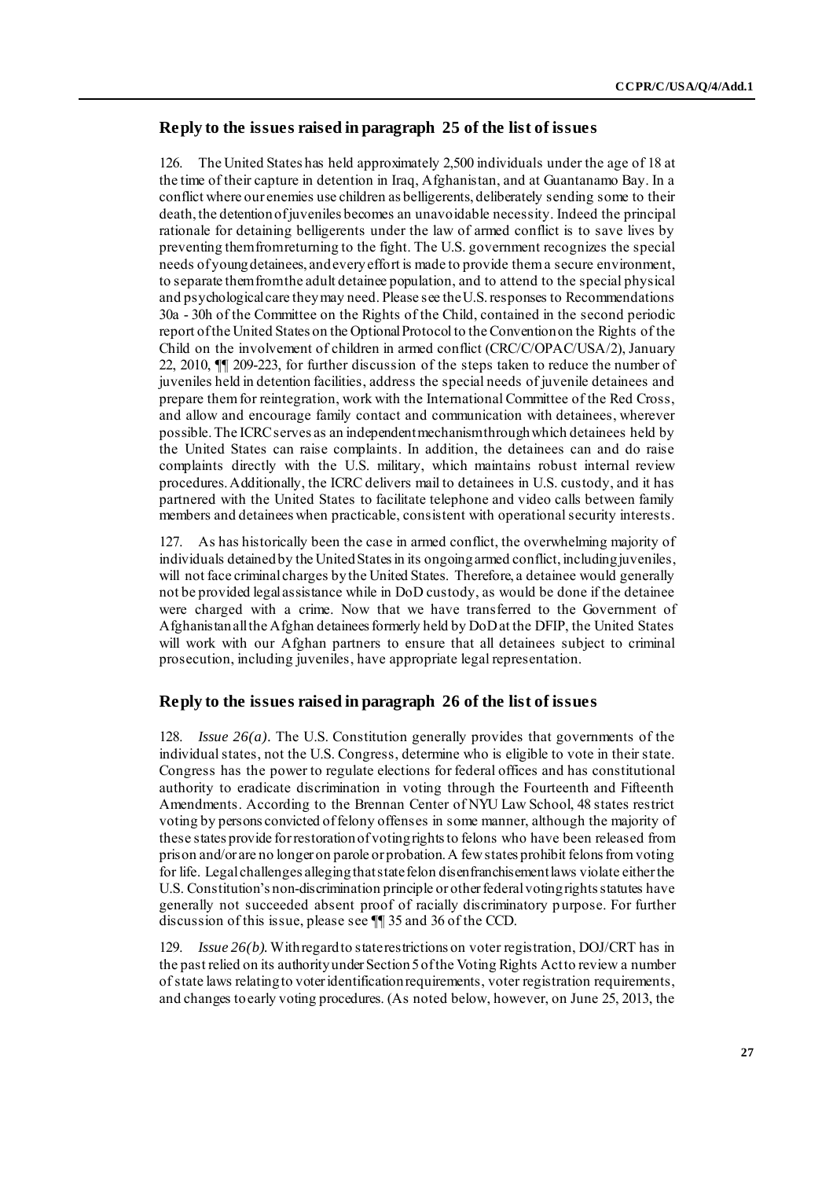## Reply to the issues raised in paragraph 25 of the list of issues

126. The United States has held approximately 2,500 individuals under the age of 18 at the time of their capture in detention in Iraq, Afghanistan, and at Guantanamo Bay. In a conflict where our enemies use children as belligerents, deliberately sending some to their death, the detention of juveniles becomes an unavoidable necessity. Indeed the principal rationale for detaining belligerents under the law of armed conflict is to save lives by preventing them from returning to the fight. The U.S. government recognizes the special needs of young detainees, and every effort is made to provide them a secure environment, to separate them from the adult detainee population, and to attend to the special physical and psychological care they may need. Please see the U.S. responses to Recommendations 30a - 30h of the Committee on the Rights of the Child, contained in the second periodic report of the United States on the Optional Protocol to the Convention on the Rights of the Child on the involvement of children in armed conflict (CRC/C/OPAC/USA/2), January 22, 2010, ¶¶ 209-223, for further discussion of the steps taken to reduce the number of juveniles held in detention facilities, address the special needs of juvenile detainees and prepare them for reintegration, work with the International Committee of the Red Cross, and allow and encourage family contact and communication with detainees, wherever possible. The ICRC serves as an independent mechanism through which detainees held by the United States can raise complaints. In addition, the detainees can and do raise complaints directly with the U.S. military, which maintains robust internal review procedures. Additionally, the ICRC delivers mail to detainees in U.S. custody, and it has partnered with the United States to facilitate telephone and video calls between family members and detainees when practicable, consistent with operational security interests.

127. As has historically been the case in armed conflict, the overwhelming majority of individuals detained by the United States in its ongoing armed conflict, including juveniles, will not face criminal charges by the United States. Therefore, a detainee would generally not be provided legal assistance while in DoD custody, as would be done if the detainee were charged with a crime. Now that we have transferred to the Government of Afghanistan all the Afghan detainees formerly held by DoD at the DFIP, the United States will work with our Afghan partners to ensure that all detainees subject to criminal prosecution, including juveniles, have appropriate legal representation.

## Reply to the issues raised in paragraph 26 of the list of issues

128. *Issue 26(a).* The U.S. Constitution generally provides that governments of the individual states, not the U.S. Congress, determine who is eligible to vote in their state. Congress has the power to regulate elections for federal offices and has constitutional authority to eradicate discrimination in voting through the Fourteenth and Fifteenth Amendments. According to the Brennan Center of NYU Law School, 48 states restrict voting by persons convicted of felony offenses in some manner, although the majority of these states provide for restoration of voting rights to felons who have been released from prison and/or are no longer on parole or probation. A few states prohibit felons from voting for life. Legal challenges alleging that state felon disenfranchisement laws violate either the U.S. Constitution's non-discrimination principle or other federal voting rights statutes have generally not succeeded absent proof of racially discriminatory purpose. For further discussion of this issue, please see ¶¶ 35 and 36 of the CCD.

129. *Issue 26(b).* With regard to state restrictions on voter registration, DOJ/CRT has in the past relied on its authority under Section 5 of the Voting Rights Act to review a number of state laws relating to voter identification requirements, voter registration requirements, and changes to early voting procedures. (As noted below, however, on June 25, 2013, the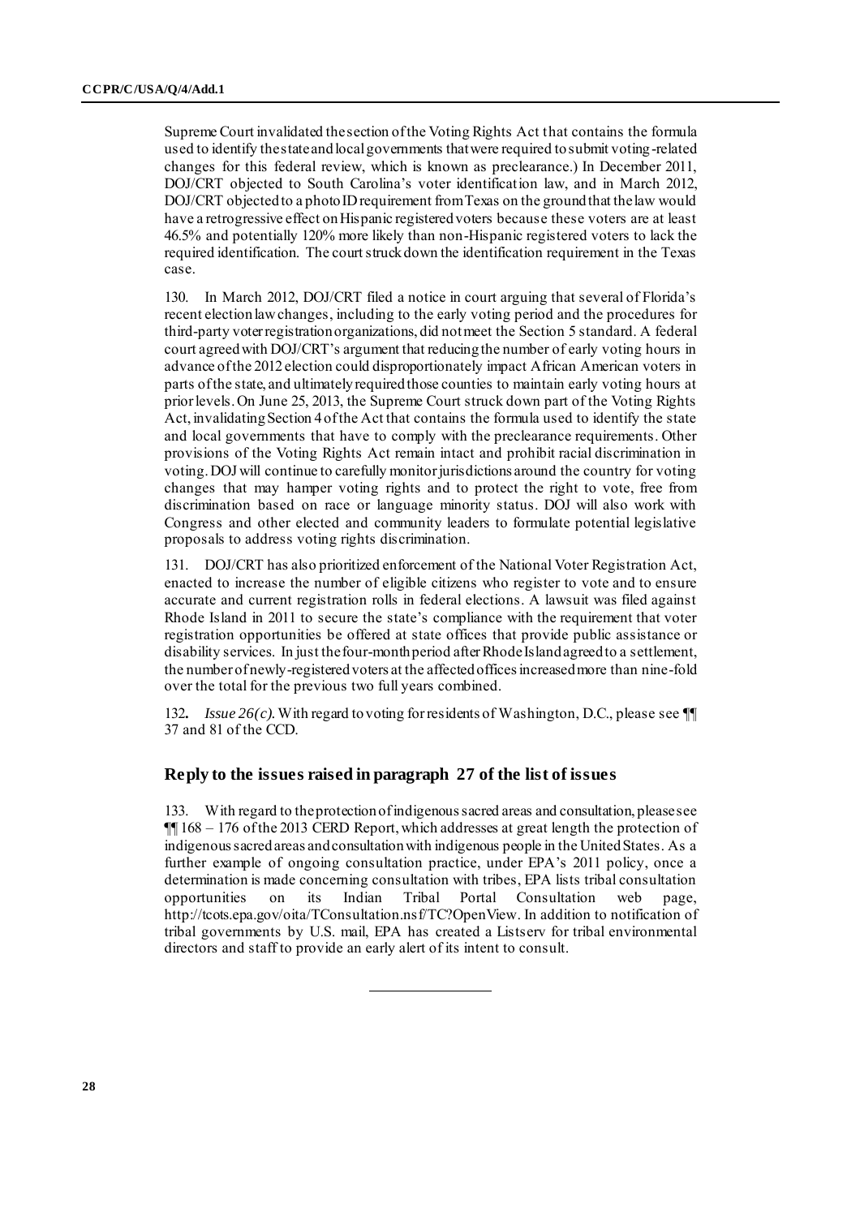Supreme Court invalidated the section of the Voting Rights Act that contains the formula used to identify the state and local governments that were required to submit voting-related changes for this federal review, which is known as preclearance.) In December 2011, DOJ/CRT objected to South Carolina's voter identification law, and in March 2012, DOJ/CRT objected to a photo ID requirement from Texas on the ground that the law would have a retrogressive effect on Hispanic registered voters because these voters are at least 46.5% and potentially 120% more likely than non-Hispanic registered voters to lack the required identification. The court struck down the identification requirement in the Texas case.

130. In March 2012, DOJ/CRT filed a notice in court arguing that several of Florida's recent election law changes, including to the early voting period and the procedures for third-party voter registration organizations, did not meet the Section 5 standard. A federal court agreed with DOJ/CRT's argument that reducing the number of early voting hours in advance of the 2012 election could disproportionately impact African American voters in parts of the state, and ultimately required those counties to maintain early voting hours at prior levels. On June 25, 2013, the Supreme Court struck down part of the Voting Rights Act, invalidating Section 4 of the Act that contains the formula used to identify the state and local governments that have to comply with the preclearance requirements. Other provisions of the Voting Rights Act remain intact and prohibit racial discrimination in voting. DOJ will continue to carefully monitor jurisdictions around the country for voting changes that may hamper voting rights and to protect the right to vote, free from discrimination based on race or language minority status. DOJ will also work with Congress and other elected and community leaders to formulate potential legislative proposals to address voting rights discrimination.

131. DOJ/CRT has also prioritized enforcement of the National Voter Registration Act, enacted to increase the number of eligible citizens who register to vote and to ensure accurate and current registration rolls in federal elections. A lawsuit was filed against Rhode Island in 2011 to secure the state's compliance with the requirement that voter registration opportunities be offered at state offices that provide public assistance or disability services. In just the four-month period after Rhode Island agreed to a settlement, the number of newly-registered voters at the affected offices increased more than nine-fold over the total for the previous two full years combined.

132. *Issue 26(c).* With regard to voting for residents of Washington, D.C., please see ¶¶ 37 and 81 of the CCD.

## Reply to the issues raised in paragraph 27 of the list of issues

133. With regard to the protection of indigenous sacred areas and consultation, please see ¶¶ 168 – 176 of the 2013 CERD Report, which addresses at great length the protection of indigenous sacred areas and consultation with indigenous people in the United States. As a further example of ongoing consultation practice, under EPA's 2011 policy, once a determination is made concerning consultation with tribes, EPA lists tribal consultation opportunities on its Indian Tribal Portal Consultation web page, http://tcots.epa.gov/oita/TConsultation.nsf/TC?OpenView. In addition to notification of tribal governments by U.S. mail, EPA has created a Listserv for tribal environmental directors and staff to provide an early alert of its intent to consult.